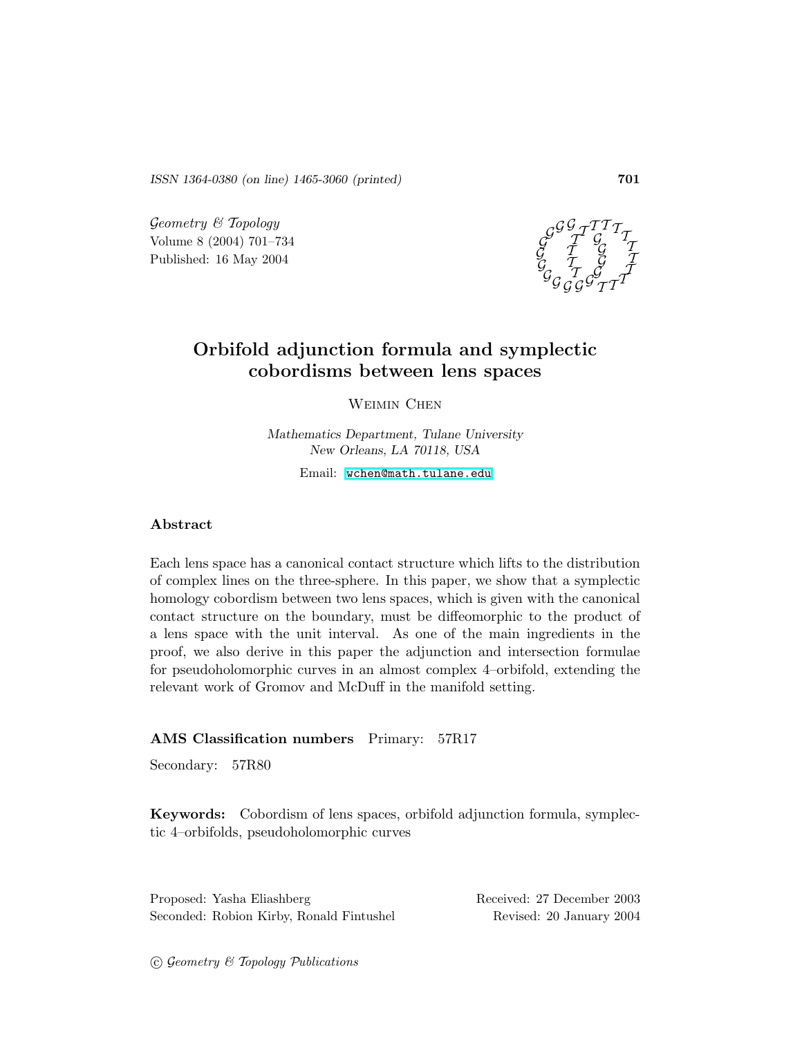# Orbifold adjunction formula and symplectic cobordisms between lens spaces

Weimin Chen

*Mathematics Department, Tulane University*
*New Orleans, LA 70118, USA*

Email: wchen@math.tulane.edu

## Abstract

Each lens space has a canonical contact structure which lifts to the distribution of complex lines on the three-sphere. In this paper, we show that a symplectic homology cobordism between two lens spaces, which is given with the canonical contact structure on the boundary, must be diffeomorphic to the product of a lens space with the unit interval. As one of the main ingredients in the proof, we also derive in this paper the adjunction and intersection formulae for pseudoholomorphic curves in an almost complex 4–orbifold, extending the relevant work of Gromov and McDuff in the manifold setting.

**AMS Classification numbers** Primary: 57R17

Secondary: 57R80

**Keywords:** Cobordism of lens spaces, orbifold adjunction formula, symplectic 4–orbifolds, pseudoholomorphic curves

Proposed: Yasha Eliashberg
Seconded: Robion Kirby, Ronald Fintushel

Received: 27 December 2003
Revised: 20 January 2004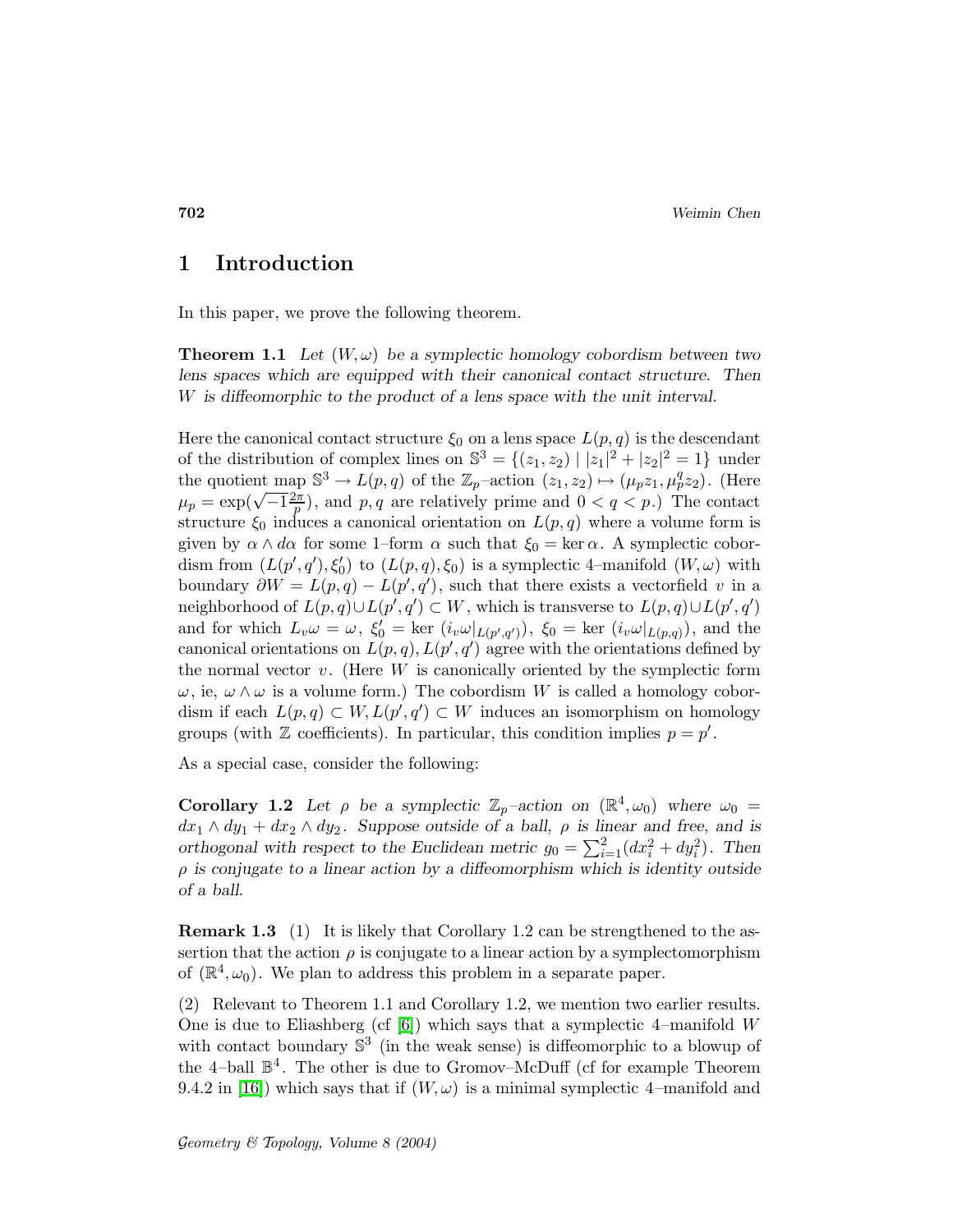# 1 Introduction

In this paper, we prove the following theorem.

**Theorem 1.1** *Let $(W,\omega)$ be a symplectic homology cobordism between two lens spaces which are equipped with their canonical contact structure. Then $W$ is diffeomorphic to the product of a lens space with the unit interval.*

Here the canonical contact structure $\xi_0$ on a lens space $L(p,q)$ is the descendant of the distribution of complex lines on $\mathbb{S}^3 = \{(z_1,z_2) \mid |z_1|^2+|z_2|^2=1\}$ under the quotient map $\mathbb{S}^3 \to L(p,q)$ of the $\mathbb{Z}_p$–action $(z_1,z_2) \mapsto (\mu_p z_1, \mu_p^q z_2)$. (Here $\mu_p = \exp(\sqrt{-1}\frac{2\pi}{p})$, and $p,q$ are relatively prime and $0<q<p$.) The contact structure $\xi_0$ induces a canonical orientation on $L(p,q)$ where a volume form is given by $\alpha \wedge d\alpha$ for some 1–form $\alpha$ such that $\xi_0 = \ker \alpha$. A symplectic cobordism from $(L(p',q'),\xi_0')$ to $(L(p,q),\xi_0)$ is a symplectic 4–manifold $(W,\omega)$ with boundary $\partial W = L(p,q) - L(p',q')$, such that there exists a vectorfield $v$ in a neighborhood of $L(p,q) \cup L(p',q') \subset W$, which is transverse to $L(p,q)\cup L(p',q')$ and for which $L_v\omega = \omega$, $\xi_0' = \ker\,(i_v\omega|_{L(p',q')})$, $\xi_0 = \ker\,(i_v\omega|_{L(p,q)})$, and the canonical orientations on $L(p,q), L(p',q')$ agree with the orientations defined by the normal vector $v$. (Here $W$ is canonically oriented by the symplectic form $\omega$, ie, $\omega\wedge\omega$ is a volume form.) The cobordism $W$ is called a homology cobordism if each $L(p,q) \subset W, L(p',q') \subset W$ induces an isomorphism on homology groups (with $\mathbb{Z}$ coefficients). In particular, this condition implies $p=p'$.

As a special case, consider the following:

**Corollary 1.2** *Let $\rho$ be a symplectic $\mathbb{Z}_p$–action on $(\mathbb{R}^4,\omega_0)$ where $\omega_0 = dx_1\wedge dy_1 + dx_2 \wedge dy_2$. Suppose outside of a ball, $\rho$ is linear and free, and is orthogonal with respect to the Euclidean metric $g_0 = \sum_{i=1}^2 (dx_i^2+dy_i^2)$. Then $\rho$ is conjugate to a linear action by a diffeomorphism which is identity outside of a ball.*

**Remark 1.3** (1) It is likely that Corollary 1.2 can be strengthened to the assertion that the action $\rho$ is conjugate to a linear action by a symplectomorphism of $(\mathbb{R}^4,\omega_0)$. We plan to address this problem in a separate paper.

(2) Relevant to Theorem 1.1 and Corollary 1.2, we mention two earlier results. One is due to Eliashberg (cf [6]) which says that a symplectic 4–manifold $W$ with contact boundary $\mathbb{S}^3$ (in the weak sense) is diffeomorphic to a blowup of the 4–ball $\mathbb{B}^4$. The other is due to Gromov–McDuff (cf for example Theorem 9.4.2 in [16]) which says that if $(W,\omega)$ is a minimal symplectic 4–manifold and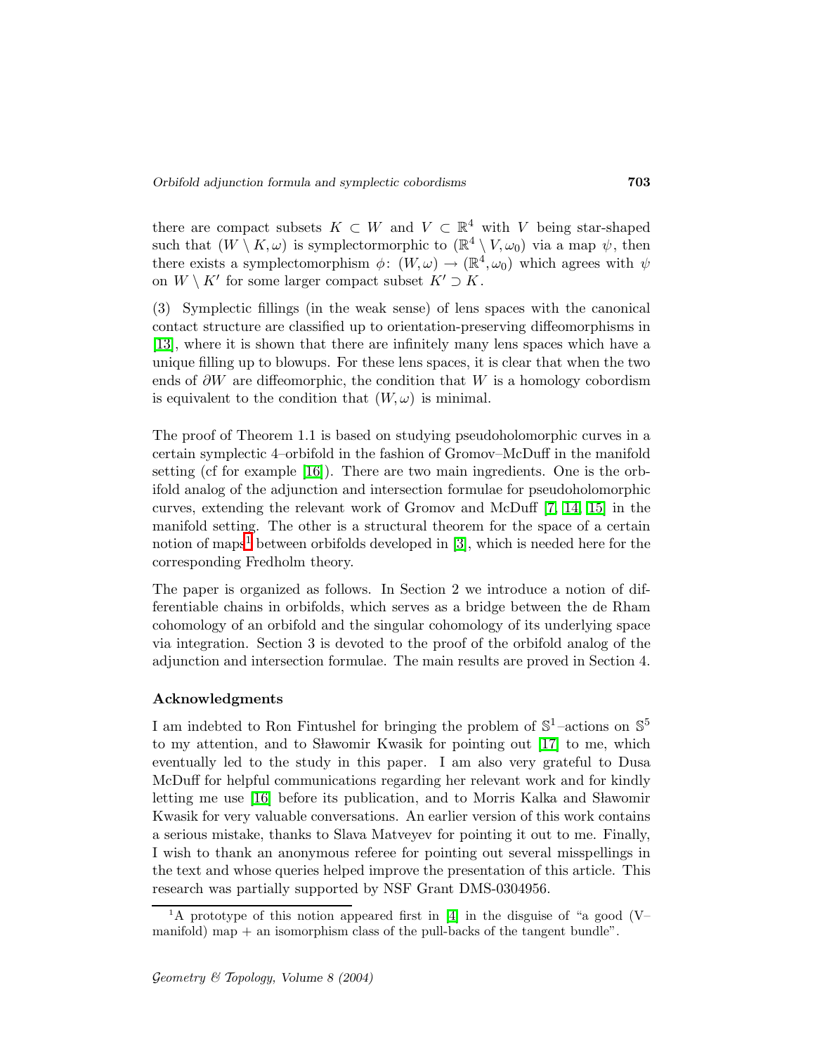there are compact subsets $K \subset W$ and $V \subset \mathbb{R}^4$ with $V$ being star-shaped such that $(W \setminus K, \omega)$ is symplectormorphic to $(\mathbb{R}^4 \setminus V, \omega_0)$ via a map $\psi$, then there exists a symplectomorphism $\phi\colon (W, \omega) \to (\mathbb{R}^4, \omega_0)$ which agrees with $\psi$ on $W \setminus K'$ for some larger compact subset $K' \supset K$.

(3) Symplectic fillings (in the weak sense) of lens spaces with the canonical contact structure are classified up to orientation-preserving diffeomorphisms in [13], where it is shown that there are infinitely many lens spaces which have a unique filling up to blowups. For these lens spaces, it is clear that when the two ends of $\partial W$ are diffeomorphic, the condition that $W$ is a homology cobordism is equivalent to the condition that $(W, \omega)$ is minimal.

The proof of Theorem 1.1 is based on studying pseudoholomorphic curves in a certain symplectic 4–orbifold in the fashion of Gromov–McDuff in the manifold setting (cf for example [16]). There are two main ingredients. One is the orbifold analog of the adjunction and intersection formulae for pseudoholomorphic curves, extending the relevant work of Gromov and McDuff [7, 14, 15] in the manifold setting. The other is a structural theorem for the space of a certain notion of maps[1] between orbifolds developed in [3], which is needed here for the corresponding Fredholm theory.

The paper is organized as follows. In Section 2 we introduce a notion of differentiable chains in orbifolds, which serves as a bridge between the de Rham cohomology of an orbifold and the singular cohomology of its underlying space via integration. Section 3 is devoted to the proof of the orbifold analog of the adjunction and intersection formulae. The main results are proved in Section 4.

**Acknowledgments**

I am indebted to Ron Fintushel for bringing the problem of $\mathbb{S}^1$–actions on $\mathbb{S}^5$ to my attention, and to Sławomir Kwasik for pointing out [17] to me, which eventually led to the study in this paper. I am also very grateful to Dusa McDuff for helpful communications regarding her relevant work and for kindly letting me use [16] before its publication, and to Morris Kalka and Sławomir Kwasik for very valuable conversations. An earlier version of this work contains a serious mistake, thanks to Slava Matveyev for pointing it out to me. Finally, I wish to thank an anonymous referee for pointing out several misspellings in the text and whose queries helped improve the presentation of this article. This research was partially supported by NSF Grant DMS-0304956.

[1] A prototype of this notion appeared first in [4] in the disguise of "a good (V–manifold) map + an isomorphism class of the pull-backs of the tangent bundle".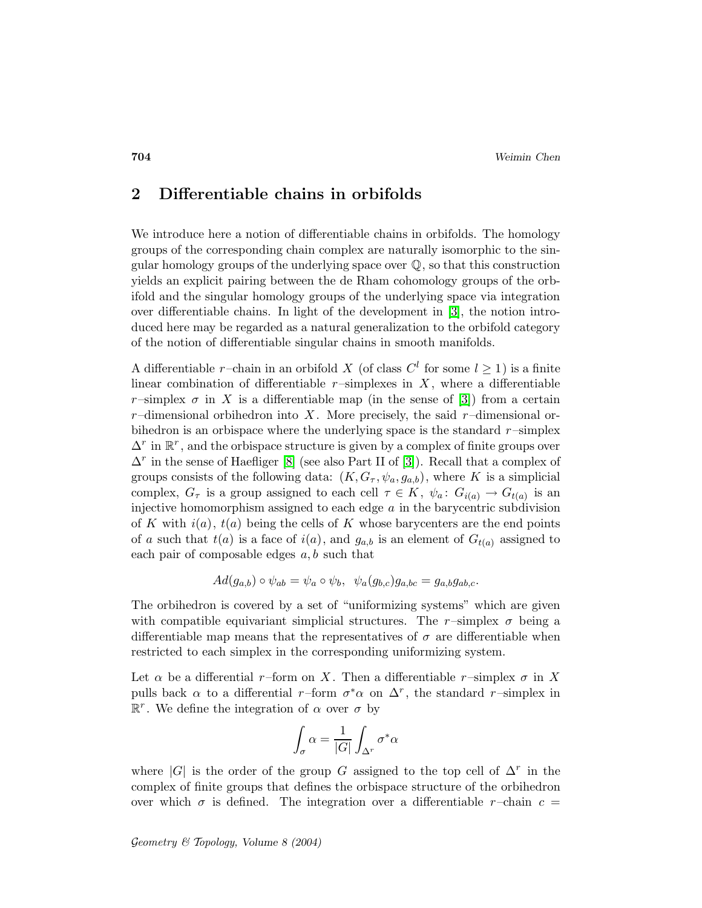## 2 Differentiable chains in orbifolds

We introduce here a notion of differentiable chains in orbifolds. The homology groups of the corresponding chain complex are naturally isomorphic to the singular homology groups of the underlying space over $\mathbb{Q}$, so that this construction yields an explicit pairing between the de Rham cohomology groups of the orbifold and the singular homology groups of the underlying space via integration over differentiable chains. In light of the development in [3], the notion introduced here may be regarded as a natural generalization to the orbifold category of the notion of differentiable singular chains in smooth manifolds.

A differentiable $r$–chain in an orbifold $X$ (of class $C^l$ for some $l \geq 1$) is a finite linear combination of differentiable $r$–simplexes in $X$, where a differentiable $r$–simplex $\sigma$ in $X$ is a differentiable map (in the sense of [3]) from a certain $r$–dimensional orbihedron into $X$. More precisely, the said $r$–dimensional orbihedron is an orbispace where the underlying space is the standard $r$–simplex $\Delta^r$ in $\mathbb{R}^r$, and the orbispace structure is given by a complex of finite groups over $\Delta^r$ in the sense of Haefliger [8] (see also Part II of [3]). Recall that a complex of groups consists of the following data: $(K, G_\tau, \psi_a, g_{a,b})$, where $K$ is a simplicial complex, $G_\tau$ is a group assigned to each cell $\tau \in K$, $\psi_a \colon G_{i(a)} \to G_{t(a)}$ is an injective homomorphism assigned to each edge $a$ in the barycentric subdivision of $K$ with $i(a)$, $t(a)$ being the cells of $K$ whose barycenters are the end points of $a$ such that $t(a)$ is a face of $i(a)$, and $g_{a,b}$ is an element of $G_{t(a)}$ assigned to each pair of composable edges $a, b$ such that

$$Ad(g_{a,b}) \circ \psi_{ab} = \psi_a \circ \psi_b, \;\; \psi_a(g_{b,c}) g_{a,bc} = g_{a,b} g_{ab,c}.$$

The orbihedron is covered by a set of "uniformizing systems" which are given with compatible equivariant simplicial structures. The $r$–simplex $\sigma$ being a differentiable map means that the representatives of $\sigma$ are differentiable when restricted to each simplex in the corresponding uniformizing system.

Let $\alpha$ be a differential $r$–form on $X$. Then a differentiable $r$–simplex $\sigma$ in $X$ pulls back $\alpha$ to a differential $r$–form $\sigma^*\alpha$ on $\Delta^r$, the standard $r$–simplex in $\mathbb{R}^r$. We define the integration of $\alpha$ over $\sigma$ by

$$\int_\sigma \alpha = \frac{1}{|G|} \int_{\Delta^r} \sigma^*\alpha$$

where $|G|$ is the order of the group $G$ assigned to the top cell of $\Delta^r$ in the complex of finite groups that defines the orbispace structure of the orbihedron over which $\sigma$ is defined. The integration over a differentiable $r$–chain $c =$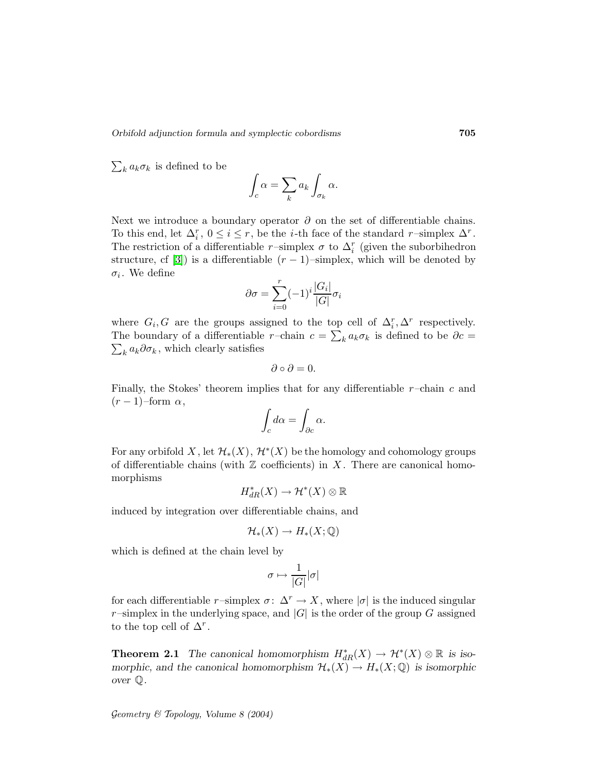$\sum_k a_k\sigma_k$ is defined to be

$$\int_c \alpha = \sum_k a_k \int_{\sigma_k} \alpha.$$

Next we introduce a boundary operator $\partial$ on the set of differentiable chains. To this end, let $\Delta_i^r$, $0 \le i \le r$, be the $i$-th face of the standard $r$–simplex $\Delta^r$. The restriction of a differentiable $r$–simplex $\sigma$ to $\Delta_i^r$ (given the suborbihedron structure, cf [3]) is a differentiable $(r-1)$–simplex, which will be denoted by $\sigma_i$. We define

$$\partial\sigma = \sum_{i=0}^{r} (-1)^i \frac{|G_i|}{|G|} \sigma_i$$

where $G_i, G$ are the groups assigned to the top cell of $\Delta_i^r, \Delta^r$ respectively. The boundary of a differentiable $r$–chain $c = \sum_k a_k\sigma_k$ is defined to be $\partial c = \sum_k a_k \partial\sigma_k$, which clearly satisfies

$$\partial \circ \partial = 0.$$

Finally, the Stokes' theorem implies that for any differentiable $r$–chain $c$ and $(r-1)$–form $\alpha$,

$$\int_c d\alpha = \int_{\partial c} \alpha.$$

For any orbifold $X$, let $\mathcal{H}_*(X)$, $\mathcal{H}^*(X)$ be the homology and cohomology groups of differentiable chains (with $\mathbb{Z}$ coefficients) in $X$. There are canonical homomorphisms

$$H^*_{dR}(X) \to \mathcal{H}^*(X) \otimes \mathbb{R}$$

induced by integration over differentiable chains, and

$$\mathcal{H}_*(X) \to H_*(X;\mathbb{Q})$$

which is defined at the chain level by

$$\sigma \mapsto \frac{1}{|G|}|\sigma|$$

for each differentiable $r$–simplex $\sigma\colon \Delta^r \to X$, where $|\sigma|$ is the induced singular $r$–simplex in the underlying space, and $|G|$ is the order of the group $G$ assigned to the top cell of $\Delta^r$.

**Theorem 2.1** *The canonical homomorphism $H^*_{dR}(X) \to \mathcal{H}^*(X) \otimes \mathbb{R}$ is isomorphic, and the canonical homomorphism $\mathcal{H}_*(X) \to H_*(X;\mathbb{Q})$ is isomorphic over $\mathbb{Q}$.*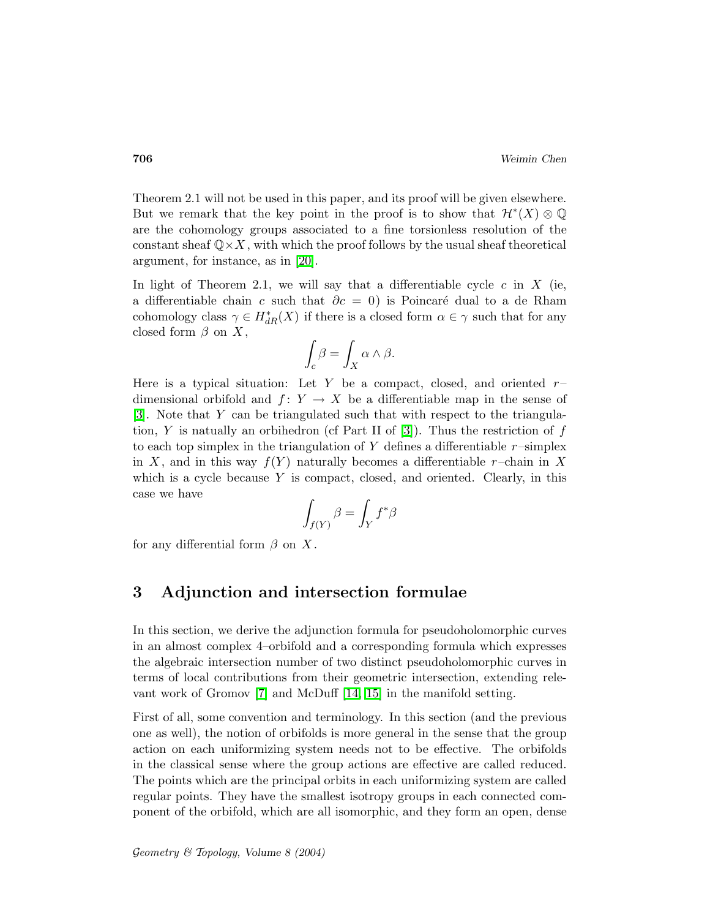Theorem 2.1 will not be used in this paper, and its proof will be given elsewhere. But we remark that the key point in the proof is to show that $\mathcal{H}^*(X)\otimes\mathbb{Q}$ are the cohomology groups associated to a fine torsionless resolution of the constant sheaf $\mathbb{Q}\times X$, with which the proof follows by the usual sheaf theoretical argument, for instance, as in [20].

In light of Theorem 2.1, we will say that a differentiable cycle $c$ in $X$ (ie, a differentiable chain $c$ such that $\partial c = 0$) is Poincaré dual to a de Rham cohomology class $\gamma \in H^*_{dR}(X)$ if there is a closed form $\alpha \in \gamma$ such that for any closed form $\beta$ on $X$,

$$\int_c \beta = \int_X \alpha \wedge \beta.$$

Here is a typical situation: Let $Y$ be a compact, closed, and oriented $r$–dimensional orbifold and $f\colon Y \to X$ be a differentiable map in the sense of [3]. Note that $Y$ can be triangulated such that with respect to the triangulation, $Y$ is natually an orbihedron (cf Part II of [3]). Thus the restriction of $f$ to each top simplex in the triangulation of $Y$ defines a differentiable $r$–simplex in $X$, and in this way $f(Y)$ naturally becomes a differentiable $r$–chain in $X$ which is a cycle because $Y$ is compact, closed, and oriented. Clearly, in this case we have

$$\int_{f(Y)} \beta = \int_Y f^*\beta$$

for any differential form $\beta$ on $X$.

## 3 Adjunction and intersection formulae

In this section, we derive the adjunction formula for pseudoholomorphic curves in an almost complex 4–orbifold and a corresponding formula which expresses the algebraic intersection number of two distinct pseudoholomorphic curves in terms of local contributions from their geometric intersection, extending relevant work of Gromov [7] and McDuff [14, 15] in the manifold setting.

First of all, some convention and terminology. In this section (and the previous one as well), the notion of orbifolds is more general in the sense that the group action on each uniformizing system needs not to be effective. The orbifolds in the classical sense where the group actions are effective are called reduced. The points which are the principal orbits in each uniformizing system are called regular points. They have the smallest isotropy groups in each connected component of the orbifold, which are all isomorphic, and they form an open, dense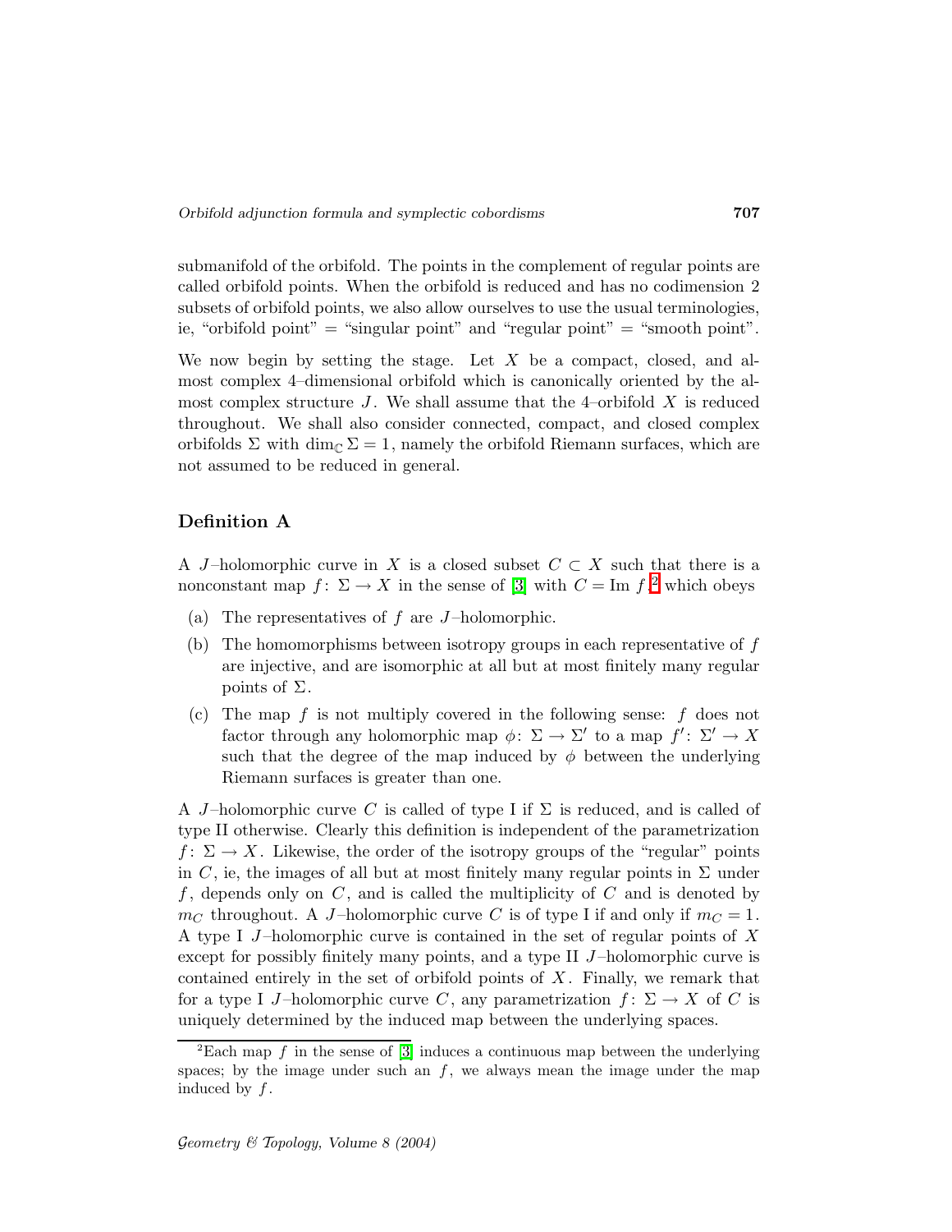submanifold of the orbifold. The points in the complement of regular points are called orbifold points. When the orbifold is reduced and has no codimension 2 subsets of orbifold points, we also allow ourselves to use the usual terminologies, ie, "orbifold point" = "singular point" and "regular point" = "smooth point".

We now begin by setting the stage. Let $X$ be a compact, closed, and almost complex 4–dimensional orbifold which is canonically oriented by the almost complex structure $J$. We shall assume that the 4–orbifold $X$ is reduced throughout. We shall also consider connected, compact, and closed complex orbifolds $\Sigma$ with $\dim_{\mathbb{C}} \Sigma = 1$, namely the orbifold Riemann surfaces, which are not assumed to be reduced in general.

## Definition A

A $J$–holomorphic curve in $X$ is a closed subset $C \subset X$ such that there is a nonconstant map $f\colon \Sigma \to X$ in the sense of [3] with $C = \mathrm{Im}\, f$,[2] which obeys

(a) The representatives of $f$ are $J$–holomorphic.

(b) The homomorphisms between isotropy groups in each representative of $f$ are injective, and are isomorphic at all but at most finitely many regular points of $\Sigma$.

(c) The map $f$ is not multiply covered in the following sense: $f$ does not factor through any holomorphic map $\phi\colon \Sigma \to \Sigma'$ to a map $f'\colon \Sigma' \to X$ such that the degree of the map induced by $\phi$ between the underlying Riemann surfaces is greater than one.

A $J$–holomorphic curve $C$ is called of type I if $\Sigma$ is reduced, and is called of type II otherwise. Clearly this definition is independent of the parametrization $f\colon \Sigma \to X$. Likewise, the order of the isotropy groups of the "regular" points in $C$, ie, the images of all but at most finitely many regular points in $\Sigma$ under $f$, depends only on $C$, and is called the multiplicity of $C$ and is denoted by $m_C$ throughout. A $J$–holomorphic curve $C$ is of type I if and only if $m_C = 1$. A type I $J$–holomorphic curve is contained in the set of regular points of $X$ except for possibly finitely many points, and a type II $J$–holomorphic curve is contained entirely in the set of orbifold points of $X$. Finally, we remark that for a type I $J$–holomorphic curve $C$, any parametrization $f\colon \Sigma \to X$ of $C$ is uniquely determined by the induced map between the underlying spaces.

[2] Each map $f$ in the sense of [3] induces a continuous map between the underlying spaces; by the image under such an $f$, we always mean the image under the map induced by $f$.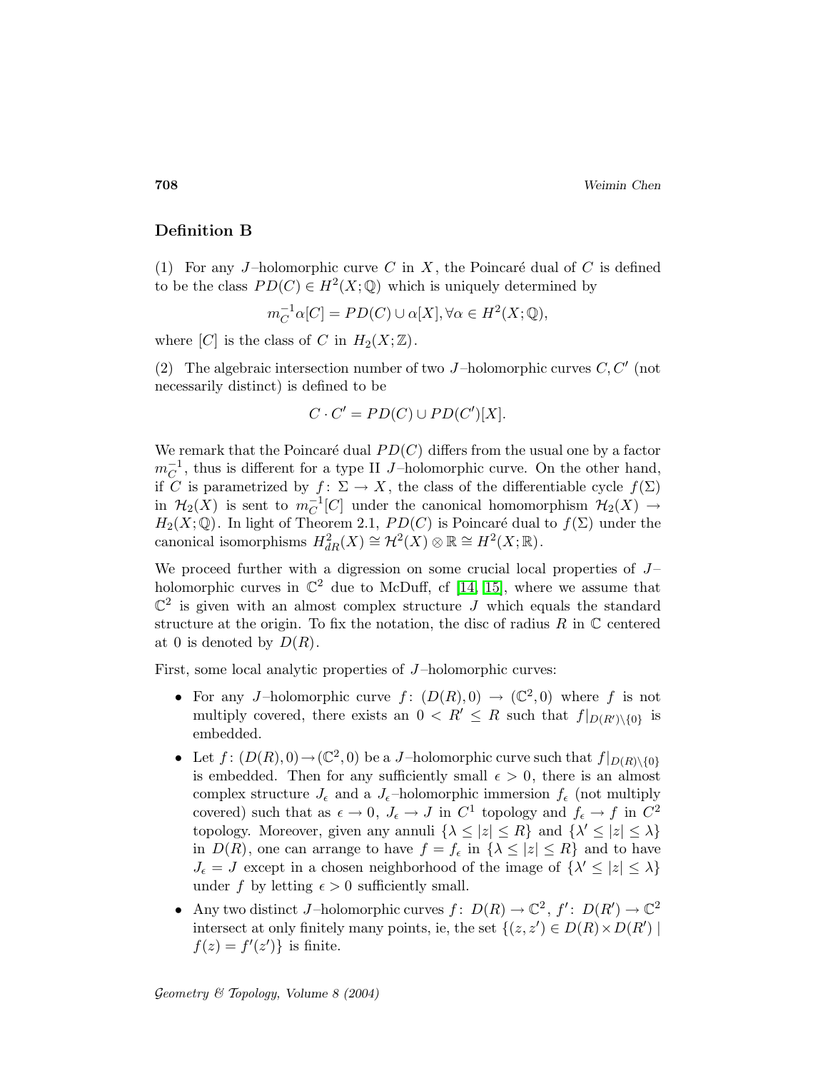**Definition B**

(1) For any $J$–holomorphic curve $C$ in $X$, the Poincaré dual of $C$ is defined to be the class $PD(C) \in H^2(X;\mathbb{Q})$ which is uniquely determined by

$$m_C^{-1}\alpha[C] = PD(C) \cup \alpha[X], \forall \alpha \in H^2(X;\mathbb{Q}),$$

where $[C]$ is the class of $C$ in $H_2(X;\mathbb{Z})$.

(2) The algebraic intersection number of two $J$–holomorphic curves $C, C'$ (not necessarily distinct) is defined to be

$$C \cdot C' = PD(C) \cup PD(C')[X].$$

We remark that the Poincaré dual $PD(C)$ differs from the usual one by a factor $m_C^{-1}$, thus is different for a type II $J$–holomorphic curve. On the other hand, if $C$ is parametrized by $f\colon \Sigma \to X$, the class of the differentiable cycle $f(\Sigma)$ in $\mathcal{H}_2(X)$ is sent to $m_C^{-1}[C]$ under the canonical homomorphism $\mathcal{H}_2(X) \to H_2(X;\mathbb{Q})$. In light of Theorem 2.1, $PD(C)$ is Poincaré dual to $f(\Sigma)$ under the canonical isomorphisms $H^2_{dR}(X) \cong \mathcal{H}^2(X) \otimes \mathbb{R} \cong H^2(X;\mathbb{R})$.

We proceed further with a digression on some crucial local properties of $J$–holomorphic curves in $\mathbb{C}^2$ due to McDuff, cf [14, 15], where we assume that $\mathbb{C}^2$ is given with an almost complex structure $J$ which equals the standard structure at the origin. To fix the notation, the disc of radius $R$ in $\mathbb{C}$ centered at 0 is denoted by $D(R)$.

First, some local analytic properties of $J$–holomorphic curves:

- For any $J$–holomorphic curve $f\colon (D(R),0) \to (\mathbb{C}^2,0)$ where $f$ is not multiply covered, there exists an $0 < R' \leq R$ such that $f|_{D(R')\setminus\{0\}}$ is embedded.
- Let $f\colon (D(R),0) \to (\mathbb{C}^2,0)$ be a $J$–holomorphic curve such that $f|_{D(R)\setminus\{0\}}$ is embedded. Then for any sufficiently small $\epsilon > 0$, there is an almost complex structure $J_\epsilon$ and a $J_\epsilon$–holomorphic immersion $f_\epsilon$ (not multiply covered) such that as $\epsilon \to 0$, $J_\epsilon \to J$ in $C^1$ topology and $f_\epsilon \to f$ in $C^2$ topology. Moreover, given any annuli $\{\lambda \leq |z| \leq R\}$ and $\{\lambda' \leq |z| \leq \lambda\}$ in $D(R)$, one can arrange to have $f = f_\epsilon$ in $\{\lambda \leq |z| \leq R\}$ and to have $J_\epsilon = J$ except in a chosen neighborhood of the image of $\{\lambda' \leq |z| \leq \lambda\}$ under $f$ by letting $\epsilon > 0$ sufficiently small.
- Any two distinct $J$–holomorphic curves $f\colon D(R) \to \mathbb{C}^2$, $f'\colon D(R') \to \mathbb{C}^2$ intersect at only finitely many points, ie, the set $\{(z,z') \in D(R) \times D(R') \mid f(z) = f'(z')\}$ is finite.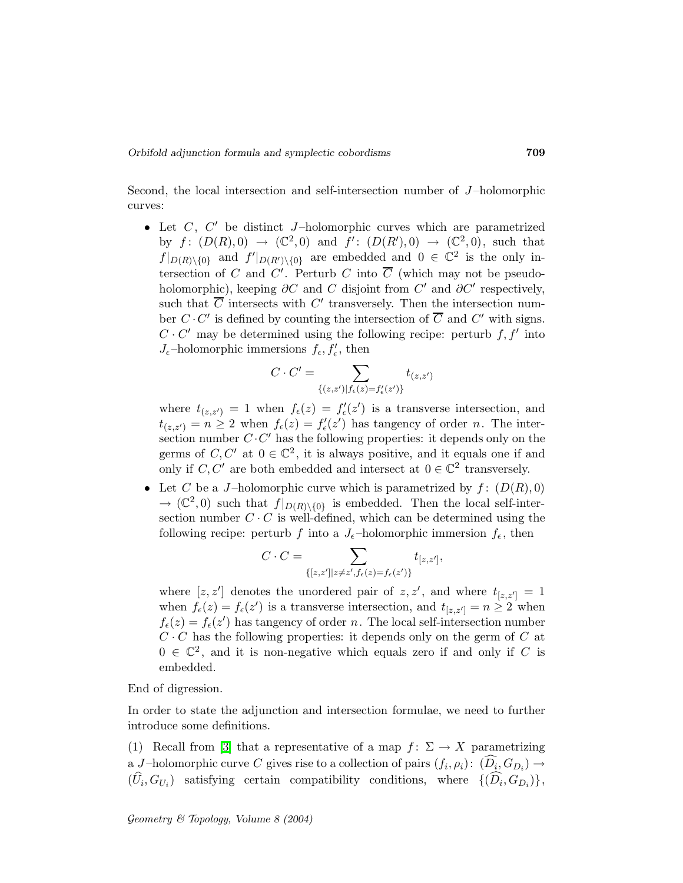Second, the local intersection and self-intersection number of $J$–holomorphic curves:

- Let $C$, $C'$ be distinct $J$–holomorphic curves which are parametrized by $f\colon (D(R),0) \to (\mathbb{C}^2,0)$ and $f'\colon (D(R'),0) \to (\mathbb{C}^2,0)$, such that $f|_{D(R)\setminus\{0\}}$ and $f'|_{D(R')\setminus\{0\}}$ are embedded and $0 \in \mathbb{C}^2$ is the only intersection of $C$ and $C'$. Perturb $C$ into $\overline{C}$ (which may not be pseudo-holomorphic), keeping $\partial C$ and $C$ disjoint from $C'$ and $\partial C'$ respectively, such that $\overline{C}$ intersects with $C'$ transversely. Then the intersection number $C \cdot C'$ is defined by counting the intersection of $\overline{C}$ and $C'$ with signs. $C \cdot C'$ may be determined using the following recipe: perturb $f, f'$ into $J_\epsilon$–holomorphic immersions $f_\epsilon, f'_\epsilon$, then

$$C \cdot C' = \sum_{\{(z,z')|f_\epsilon(z)=f'_\epsilon(z')\}} t_{(z,z')}$$

  where $t_{(z,z')} = 1$ when $f_\epsilon(z) = f'_\epsilon(z')$ is a transverse intersection, and $t_{(z,z')} = n \geq 2$ when $f_\epsilon(z) = f'_\epsilon(z')$ has tangency of order $n$. The intersection number $C \cdot C'$ has the following properties: it depends only on the germs of $C, C'$ at $0 \in \mathbb{C}^2$, it is always positive, and it equals one if and only if $C, C'$ are both embedded and intersect at $0 \in \mathbb{C}^2$ transversely.

- Let $C$ be a $J$–holomorphic curve which is parametrized by $f\colon (D(R),0) \to (\mathbb{C}^2,0)$ such that $f|_{D(R)\setminus\{0\}}$ is embedded. Then the local self-intersection number $C \cdot C$ is well-defined, which can be determined using the following recipe: perturb $f$ into a $J_\epsilon$–holomorphic immersion $f_\epsilon$, then

$$C \cdot C = \sum_{\{[z,z']|z\neq z', f_\epsilon(z)=f_\epsilon(z')\}} t_{[z,z']},$$

  where $[z,z']$ denotes the unordered pair of $z, z'$, and where $t_{[z,z']} = 1$ when $f_\epsilon(z) = f_\epsilon(z')$ is a transverse intersection, and $t_{[z,z']} = n \geq 2$ when $f_\epsilon(z) = f_\epsilon(z')$ has tangency of order $n$. The local self-intersection number $C \cdot C$ has the following properties: it depends only on the germ of $C$ at $0 \in \mathbb{C}^2$, and it is non-negative which equals zero if and only if $C$ is embedded.

End of digression.

In order to state the adjunction and intersection formulae, we need to further introduce some definitions.

(1) Recall from [3] that a representative of a map $f\colon \Sigma \to X$ parametrizing a $J$–holomorphic curve $C$ gives rise to a collection of pairs $(f_i, \rho_i)\colon (\widehat{D_i}, G_{D_i}) \to (\widehat{U}_i, G_{U_i})$ satisfying certain compatibility conditions, where $\{(\widehat{D_i}, G_{D_i})\}$,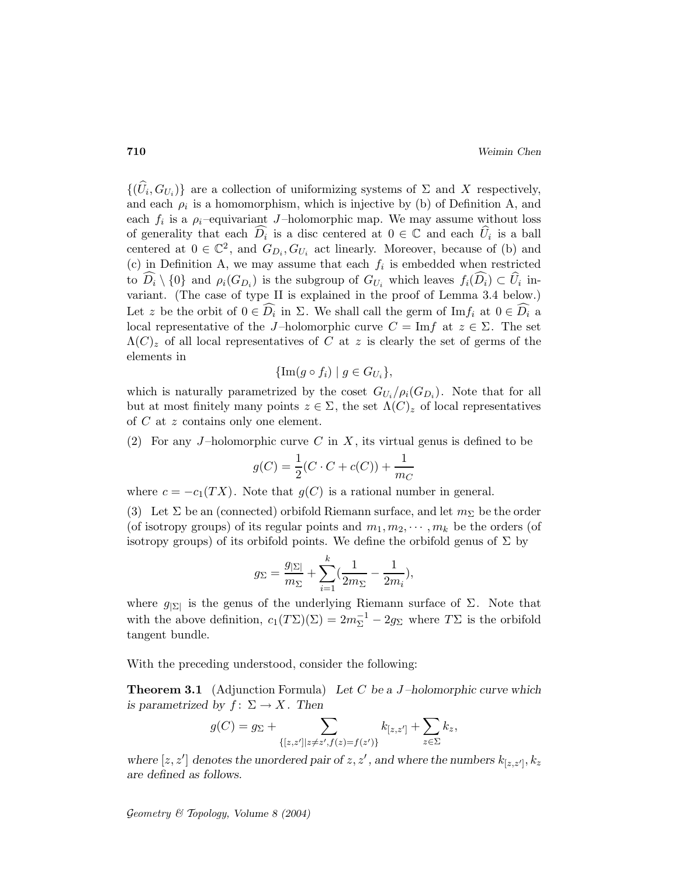$\{(\widehat{U}_i, G_{U_i})\}$ are a collection of uniformizing systems of $\Sigma$ and $X$ respectively, and each $\rho_i$ is a homomorphism, which is injective by (b) of Definition A, and each $f_i$ is a $\rho_i$–equivariant $J$–holomorphic map. We may assume without loss of generality that each $\widehat{D_i}$ is a disc centered at $0 \in \mathbb{C}$ and each $\widehat{U}_i$ is a ball centered at $0 \in \mathbb{C}^2$, and $G_{D_i}, G_{U_i}$ act linearly. Moreover, because of (b) and (c) in Definition A, we may assume that each $f_i$ is embedded when restricted to $\widehat{D_i} \setminus \{0\}$ and $\rho_i(G_{D_i})$ is the subgroup of $G_{U_i}$ which leaves $f_i(\widehat{D_i}) \subset \widehat{U}_i$ invariant. (The case of type II is explained in the proof of Lemma 3.4 below.) Let $z$ be the orbit of $0 \in \widehat{D_i}$ in $\Sigma$. We shall call the germ of $\mathrm{Im} f_i$ at $0 \in \widehat{D_i}$ a local representative of the $J$–holomorphic curve $C = \mathrm{Im} f$ at $z \in \Sigma$. The set $\Lambda(C)_z$ of all local representatives of $C$ at $z$ is clearly the set of germs of the elements in

$$\{\mathrm{Im}(g \circ f_i) \mid g \in G_{U_i}\},$$

which is naturally parametrized by the coset $G_{U_i}/\rho_i(G_{D_i})$. Note that for all but at most finitely many points $z \in \Sigma$, the set $\Lambda(C)_z$ of local representatives of $C$ at $z$ contains only one element.

(2) For any $J$–holomorphic curve $C$ in $X$, its virtual genus is defined to be

$$g(C) = \frac{1}{2}(C \cdot C + c(C)) + \frac{1}{m_C}$$

where $c = -c_1(TX)$. Note that $g(C)$ is a rational number in general.

(3) Let $\Sigma$ be an (connected) orbifold Riemann surface, and let $m_\Sigma$ be the order (of isotropy groups) of its regular points and $m_1, m_2, \cdots, m_k$ be the orders (of isotropy groups) of its orbifold points. We define the orbifold genus of $\Sigma$ by

$$g_\Sigma = \frac{g_{|\Sigma|}}{m_\Sigma} + \sum_{i=1}^{k}\left(\frac{1}{2m_\Sigma} - \frac{1}{2m_i}\right),$$

where $g_{|\Sigma|}$ is the genus of the underlying Riemann surface of $\Sigma$. Note that with the above definition, $c_1(T\Sigma)(\Sigma) = 2m_\Sigma^{-1} - 2g_\Sigma$ where $T\Sigma$ is the orbifold tangent bundle.

With the preceding understood, consider the following:

**Theorem 3.1** (Adjunction Formula) *Let $C$ be a $J$–holomorphic curve which is parametrized by $f\colon \Sigma \to X$. Then*

$$g(C) = g_\Sigma + \sum_{\{[z,z'] \mid z \neq z', f(z) = f(z')\}} k_{[z,z']} + \sum_{z \in \Sigma} k_z,$$

*where $[z, z']$ denotes the unordered pair of $z, z'$, and where the numbers $k_{[z,z']}, k_z$ are defined as follows.*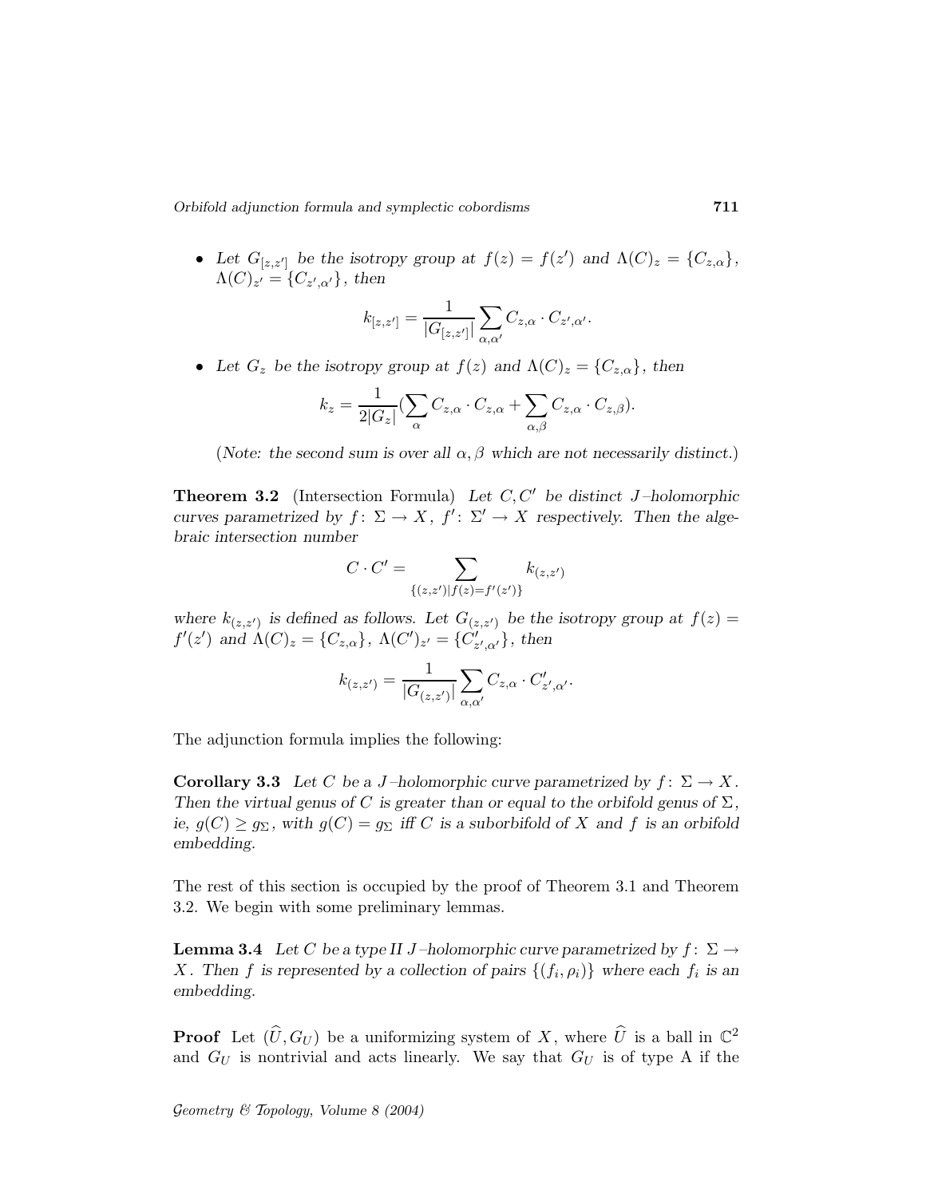- *Let $G_{[z,z']}$ be the isotropy group at $f(z) = f(z')$ and $\Lambda(C)_z = \{C_{z,\alpha}\}$, $\Lambda(C)_{z'} = \{C_{z',\alpha'}\}$, then*

$$k_{[z,z']} = \frac{1}{|G_{[z,z']}|} \sum_{\alpha,\alpha'} C_{z,\alpha} \cdot C_{z',\alpha'}.$$

- *Let $G_z$ be the isotropy group at $f(z)$ and $\Lambda(C)_z = \{C_{z,\alpha}\}$, then*

$$k_z = \frac{1}{2|G_z|}\left(\sum_{\alpha} C_{z,\alpha} \cdot C_{z,\alpha} + \sum_{\alpha,\beta} C_{z,\alpha} \cdot C_{z,\beta}\right).$$

(*Note: the second sum is over all $\alpha, \beta$ which are not necessarily distinct.*)

**Theorem 3.2** (Intersection Formula) *Let $C, C'$ be distinct $J$–holomorphic curves parametrized by $f\colon \Sigma \to X$, $f'\colon \Sigma' \to X$ respectively. Then the algebraic intersection number*

$$C \cdot C' = \sum_{\{(z,z')|f(z)=f'(z')\}} k_{(z,z')}$$

*where $k_{(z,z')}$ is defined as follows. Let $G_{(z,z')}$ be the isotropy group at $f(z) = f'(z')$ and $\Lambda(C)_z = \{C_{z,\alpha}\}$, $\Lambda(C')_{z'} = \{C'_{z',\alpha'}\}$, then*

$$k_{(z,z')} = \frac{1}{|G_{(z,z')}|} \sum_{\alpha,\alpha'} C_{z,\alpha} \cdot C'_{z',\alpha'}.$$

The adjunction formula implies the following:

**Corollary 3.3** *Let $C$ be a $J$–holomorphic curve parametrized by $f\colon \Sigma \to X$. Then the virtual genus of $C$ is greater than or equal to the orbifold genus of $\Sigma$, ie, $g(C) \geq g_\Sigma$, with $g(C) = g_\Sigma$ iff $C$ is a suborbifold of $X$ and $f$ is an orbifold embedding.*

The rest of this section is occupied by the proof of Theorem 3.1 and Theorem 3.2. We begin with some preliminary lemmas.

**Lemma 3.4** *Let $C$ be a type II $J$–holomorphic curve parametrized by $f\colon \Sigma \to X$. Then $f$ is represented by a collection of pairs $\{(f_i, \rho_i)\}$ where each $f_i$ is an embedding.*

**Proof** Let $(\widehat{U}, G_U)$ be a uniformizing system of $X$, where $\widehat{U}$ is a ball in $\mathbb{C}^2$ and $G_U$ is nontrivial and acts linearly. We say that $G_U$ is of type A if the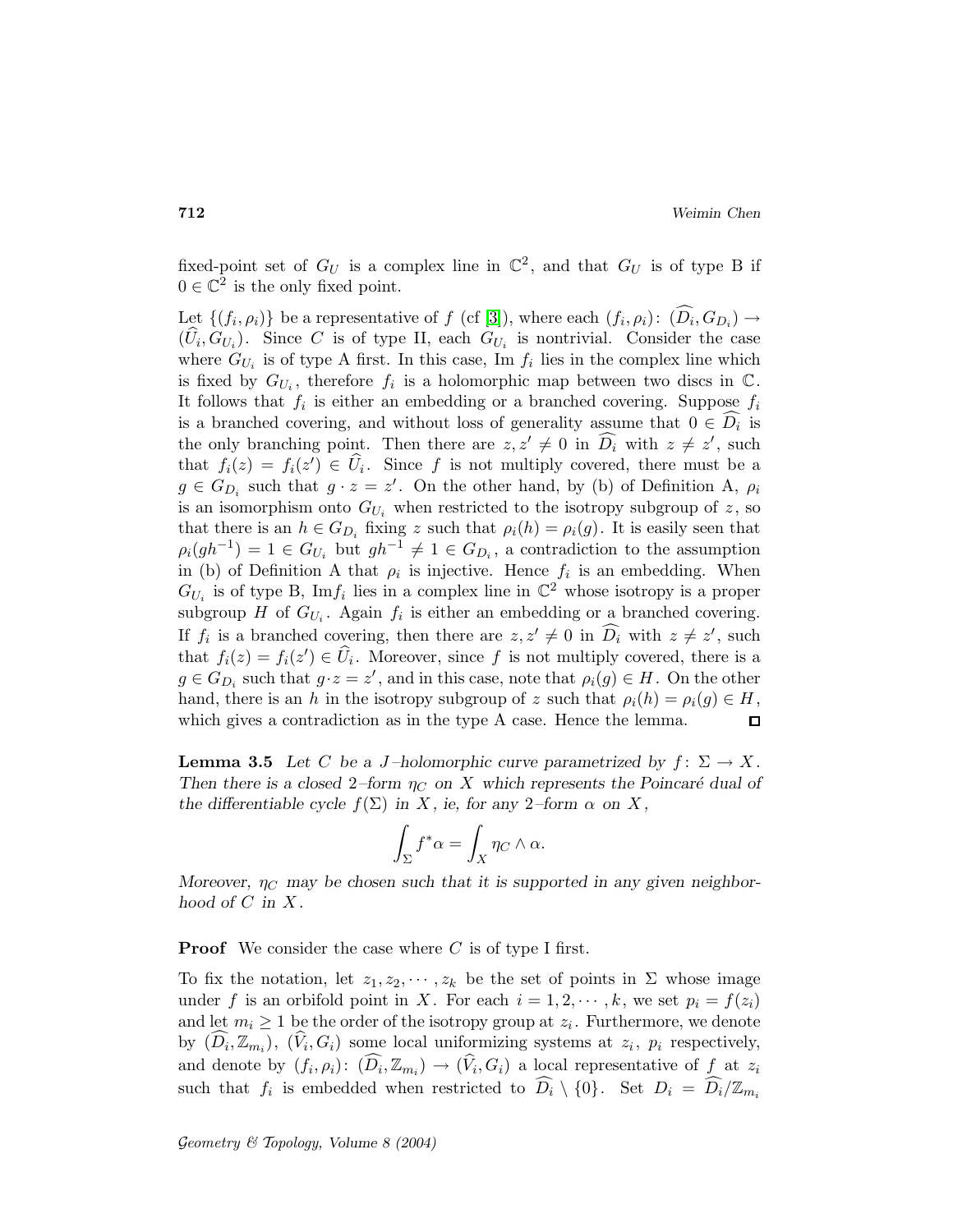fixed-point set of $G_U$ is a complex line in $\mathbb{C}^2$, and that $G_U$ is of type B if $0 \in \mathbb{C}^2$ is the only fixed point.

Let $\{(f_i,\rho_i)\}$ be a representative of $f$ (cf [3]), where each $(f_i,\rho_i)\colon (\widehat{D_i}, G_{D_i}) \to (\widehat{U}_i, G_{U_i})$. Since $C$ is of type II, each $G_{U_i}$ is nontrivial. Consider the case where $G_{U_i}$ is of type A first. In this case, Im $f_i$ lies in the complex line which is fixed by $G_{U_i}$, therefore $f_i$ is a holomorphic map between two discs in $\mathbb{C}$. It follows that $f_i$ is either an embedding or a branched covering. Suppose $f_i$ is a branched covering, and without loss of generality assume that $0 \in \widehat{D_i}$ is the only branching point. Then there are $z, z' \neq 0$ in $\widehat{D_i}$ with $z \neq z'$, such that $f_i(z) = f_i(z') \in \widehat{U}_i$. Since $f$ is not multiply covered, there must be a $g \in G_{D_i}$ such that $g \cdot z = z'$. On the other hand, by (b) of Definition A, $\rho_i$ is an isomorphism onto $G_{U_i}$ when restricted to the isotropy subgroup of $z$, so that there is an $h \in G_{D_i}$ fixing $z$ such that $\rho_i(h) = \rho_i(g)$. It is easily seen that $\rho_i(gh^{-1}) = 1 \in G_{U_i}$ but $gh^{-1} \neq 1 \in G_{D_i}$, a contradiction to the assumption in (b) of Definition A that $\rho_i$ is injective. Hence $f_i$ is an embedding. When $G_{U_i}$ is of type B, Im$f_i$ lies in a complex line in $\mathbb{C}^2$ whose isotropy is a proper subgroup $H$ of $G_{U_i}$. Again $f_i$ is either an embedding or a branched covering. If $f_i$ is a branched covering, then there are $z, z' \neq 0$ in $\widehat{D_i}$ with $z \neq z'$, such that $f_i(z) = f_i(z') \in \widehat{U}_i$. Moreover, since $f$ is not multiply covered, there is a $g \in G_{D_i}$ such that $g \cdot z = z'$, and in this case, note that $\rho_i(g) \in H$. On the other hand, there is an $h$ in the isotropy subgroup of $z$ such that $\rho_i(h) = \rho_i(g) \in H$, which gives a contradiction as in the type A case. Hence the lemma. ◻

**Lemma 3.5** *Let $C$ be a $J$–holomorphic curve parametrized by $f\colon \Sigma \to X$. Then there is a closed 2–form $\eta_C$ on $X$ which represents the Poincaré dual of the differentiable cycle $f(\Sigma)$ in $X$, ie, for any 2–form $\alpha$ on $X$,*

$$\int_\Sigma f^*\alpha = \int_X \eta_C \wedge \alpha.$$

*Moreover, $\eta_C$ may be chosen such that it is supported in any given neighborhood of $C$ in $X$.*

**Proof** We consider the case where $C$ is of type I first.

To fix the notation, let $z_1, z_2, \cdots, z_k$ be the set of points in $\Sigma$ whose image under $f$ is an orbifold point in $X$. For each $i = 1, 2, \cdots, k$, we set $p_i = f(z_i)$ and let $m_i \geq 1$ be the order of the isotropy group at $z_i$. Furthermore, we denote by $(\widehat{D_i}, \mathbb{Z}_{m_i})$, $(\widehat{V_i}, G_i)$ some local uniformizing systems at $z_i$, $p_i$ respectively, and denote by $(f_i,\rho_i)\colon (\widehat{D_i}, \mathbb{Z}_{m_i}) \to (\widehat{V_i}, G_i)$ a local representative of $f$ at $z_i$ such that $f_i$ is embedded when restricted to $\widehat{D_i} \setminus \{0\}$. Set $D_i = \widehat{D_i}/\mathbb{Z}_{m_i}$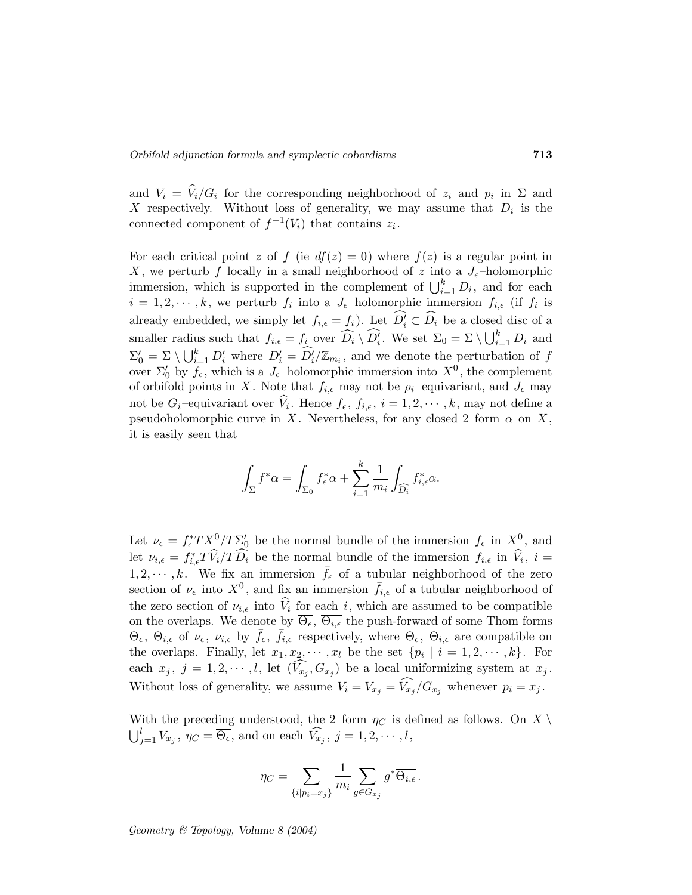and $V_i = \widehat{V}_i/G_i$ for the corresponding neighborhood of $z_i$ and $p_i$ in $\Sigma$ and $X$ respectively. Without loss of generality, we may assume that $D_i$ is the connected component of $f^{-1}(V_i)$ that contains $z_i$.

For each critical point $z$ of $f$ (ie $df(z) = 0$) where $f(z)$ is a regular point in $X$, we perturb $f$ locally in a small neighborhood of $z$ into a $J_\epsilon$–holomorphic immersion, which is supported in the complement of $\bigcup_{i=1}^k D_i$, and for each $i = 1, 2, \cdots, k$, we perturb $f_i$ into a $J_\epsilon$–holomorphic immersion $f_{i,\epsilon}$ (if $f_i$ is already embedded, we simply let $f_{i,\epsilon} = f_i$). Let $\widehat{D_i'} \subset \widehat{D_i}$ be a closed disc of a smaller radius such that $f_{i,\epsilon} = f_i$ over $\widehat{D_i} \setminus \widehat{D_i'}$. We set $\Sigma_0 = \Sigma \setminus \bigcup_{i=1}^k D_i$ and $\Sigma_0' = \Sigma \setminus \bigcup_{i=1}^k D_i'$ where $D_i' = \widehat{D_i'}/\mathbb{Z}_{m_i}$, and we denote the perturbation of $f$ over $\Sigma_0'$ by $f_\epsilon$, which is a $J_\epsilon$–holomorphic immersion into $X^0$, the complement of orbifold points in $X$. Note that $f_{i,\epsilon}$ may not be $\rho_i$–equivariant, and $J_\epsilon$ may not be $G_i$–equivariant over $\widehat{V}_i$. Hence $f_\epsilon$, $f_{i,\epsilon}$, $i = 1, 2, \cdots, k$, may not define a pseudoholomorphic curve in $X$. Nevertheless, for any closed 2–form $\alpha$ on $X$, it is easily seen that

$$\int_\Sigma f^*\alpha = \int_{\Sigma_0} f_\epsilon^*\alpha + \sum_{i=1}^k \frac{1}{m_i} \int_{\widehat{D_i}} f_{i,\epsilon}^*\alpha.$$

Let $\nu_\epsilon = f_\epsilon^* TX^0/T\Sigma_0'$ be the normal bundle of the immersion $f_\epsilon$ in $X^0$, and let $\nu_{i,\epsilon} = f_{i,\epsilon}^* T\widehat{V}_i/T\widehat{D}_i$ be the normal bundle of the immersion $f_{i,\epsilon}$ in $\widehat{V}_i$, $i = 1, 2, \cdots, k$. We fix an immersion $\bar{f}_\epsilon$ of a tubular neighborhood of the zero section of $\nu_\epsilon$ into $X^0$, and fix an immersion $\bar{f}_{i,\epsilon}$ of a tubular neighborhood of the zero section of $\nu_{i,\epsilon}$ into $\widehat{V}_i$ for each $i$, which are assumed to be compatible on the overlaps. We denote by $\overline{\Theta_\epsilon}$, $\overline{\Theta_{i,\epsilon}}$ the push-forward of some Thom forms $\Theta_\epsilon$, $\Theta_{i,\epsilon}$ of $\nu_\epsilon$, $\nu_{i,\epsilon}$ by $\bar{f}_\epsilon$, $\bar{f}_{i,\epsilon}$ respectively, where $\Theta_\epsilon$, $\Theta_{i,\epsilon}$ are compatible on the overlaps. Finally, let $x_1, x_2, \cdots, x_l$ be the set $\{p_i \mid i = 1, 2, \cdots, k\}$. For each $x_j$, $j = 1, 2, \cdots, l$, let $(\widehat{V_{x_j}}, G_{x_j})$ be a local uniformizing system at $x_j$. Without loss of generality, we assume $V_i = V_{x_j} = \widehat{V_{x_j}}/G_{x_j}$ whenever $p_i = x_j$.

With the preceding understood, the 2–form $\eta_C$ is defined as follows. On $X \setminus \bigcup_{j=1}^l V_{x_j}$, $\eta_C = \overline{\Theta_\epsilon}$, and on each $\widehat{V_{x_j}}$, $j = 1, 2, \cdots, l$,

$$\eta_C = \sum_{\{i \mid p_i = x_j\}} \frac{1}{m_i} \sum_{g \in G_{x_j}} g^* \overline{\Theta_{i,\epsilon}}.$$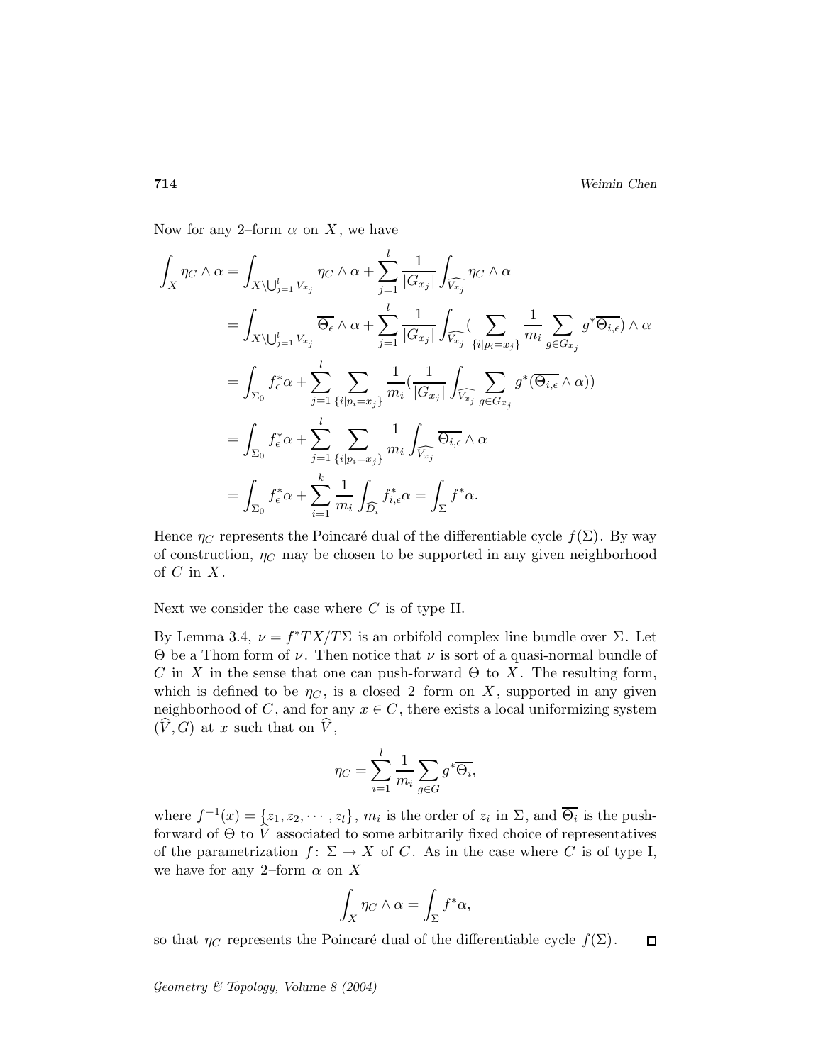Now for any 2–form $\alpha$ on $X$, we have

$$
\begin{aligned}
\int_X \eta_C \wedge \alpha &= \int_{X \setminus \bigcup_{j=1}^l V_{x_j}} \eta_C \wedge \alpha + \sum_{j=1}^{l} \frac{1}{|G_{x_j}|} \int_{\widehat{V_{x_j}}} \eta_C \wedge \alpha \\
&= \int_{X \setminus \bigcup_{j=1}^l V_{x_j}} \overline{\Theta_\epsilon} \wedge \alpha + \sum_{j=1}^{l} \frac{1}{|G_{x_j}|} \int_{\widehat{V_{x_j}}} \Big( \sum_{\{i | p_i = x_j\}} \frac{1}{m_i} \sum_{g \in G_{x_j}} g^* \overline{\Theta_{i,\epsilon}} \Big) \wedge \alpha \\
&= \int_{\Sigma_0} f_\epsilon^* \alpha + \sum_{j=1}^{l} \sum_{\{i | p_i = x_j\}} \frac{1}{m_i} \Big( \frac{1}{|G_{x_j}|} \int_{\widehat{V_{x_j}}} \sum_{g \in G_{x_j}} g^* (\overline{\Theta_{i,\epsilon}} \wedge \alpha) \Big) \\
&= \int_{\Sigma_0} f_\epsilon^* \alpha + \sum_{j=1}^{l} \sum_{\{i | p_i = x_j\}} \frac{1}{m_i} \int_{\widehat{V_{x_j}}} \overline{\Theta_{i,\epsilon}} \wedge \alpha \\
&= \int_{\Sigma_0} f_\epsilon^* \alpha + \sum_{i=1}^{k} \frac{1}{m_i} \int_{\widehat{D_i}} f_{i,\epsilon}^* \alpha = \int_\Sigma f^* \alpha.
\end{aligned}
$$

Hence $\eta_C$ represents the Poincaré dual of the differentiable cycle $f(\Sigma)$. By way of construction, $\eta_C$ may be chosen to be supported in any given neighborhood of $C$ in $X$.

Next we consider the case where $C$ is of type II.

By Lemma 3.4, $\nu = f^*TX/T\Sigma$ is an orbifold complex line bundle over $\Sigma$. Let $\Theta$ be a Thom form of $\nu$. Then notice that $\nu$ is sort of a quasi-normal bundle of $C$ in $X$ in the sense that one can push-forward $\Theta$ to $X$. The resulting form, which is defined to be $\eta_C$, is a closed 2–form on $X$, supported in any given neighborhood of $C$, and for any $x \in C$, there exists a local uniformizing system $(\widehat{V}, G)$ at $x$ such that on $\widehat{V}$,

$$
\eta_C = \sum_{i=1}^{l} \frac{1}{m_i} \sum_{g \in G} g^* \overline{\Theta_i},
$$

where $f^{-1}(x) = \{z_1, z_2, \cdots, z_l\}$, $m_i$ is the order of $z_i$ in $\Sigma$, and $\overline{\Theta_i}$ is the push-forward of $\Theta$ to $\widehat{V}$ associated to some arbitrarily fixed choice of representatives of the parametrization $f\colon \Sigma \to X$ of $C$. As in the case where $C$ is of type I, we have for any 2–form $\alpha$ on $X$

$$
\int_X \eta_C \wedge \alpha = \int_\Sigma f^* \alpha,
$$

so that $\eta_C$ represents the Poincaré dual of the differentiable cycle $f(\Sigma)$. $\square$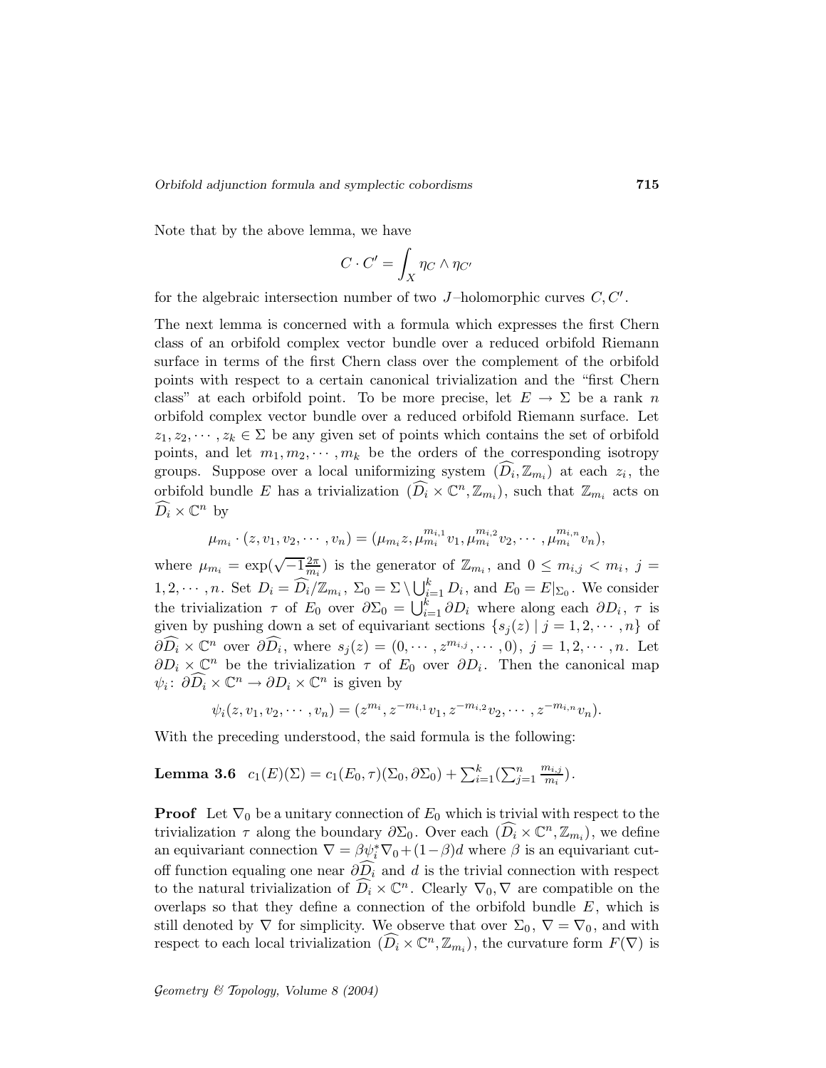Note that by the above lemma, we have

$$C \cdot C' = \int_X \eta_C \wedge \eta_{C'}$$

for the algebraic intersection number of two $J$–holomorphic curves $C, C'$.

The next lemma is concerned with a formula which expresses the first Chern class of an orbifold complex vector bundle over a reduced orbifold Riemann surface in terms of the first Chern class over the complement of the orbifold points with respect to a certain canonical trivialization and the "first Chern class" at each orbifold point. To be more precise, let $E \to \Sigma$ be a rank $n$ orbifold complex vector bundle over a reduced orbifold Riemann surface. Let $z_1, z_2, \cdots, z_k \in \Sigma$ be any given set of points which contains the set of orbifold points, and let $m_1, m_2, \cdots, m_k$ be the orders of the corresponding isotropy groups. Suppose over a local uniformizing system $(\widehat{D_i}, \mathbb{Z}_{m_i})$ at each $z_i$, the orbifold bundle $E$ has a trivialization $(\widehat{D_i} \times \mathbb{C}^n, \mathbb{Z}_{m_i})$, such that $\mathbb{Z}_{m_i}$ acts on $\widehat{D_i} \times \mathbb{C}^n$ by

$$\mu_{m_i} \cdot (z, v_1, v_2, \cdots, v_n) = (\mu_{m_i} z, \mu_{m_i}^{m_{i,1}} v_1, \mu_{m_i}^{m_{i,2}} v_2, \cdots, \mu_{m_i}^{m_{i,n}} v_n),$$

where $\mu_{m_i} = \exp(\sqrt{-1}\frac{2\pi}{m_i})$ is the generator of $\mathbb{Z}_{m_i}$, and $0 \leq m_{i,j} < m_i$, $j = 1, 2, \cdots, n$. Set $D_i = \widehat{D_i}/\mathbb{Z}_{m_i}$, $\Sigma_0 = \Sigma \setminus \bigcup_{i=1}^k D_i$, and $E_0 = E|_{\Sigma_0}$. We consider the trivialization $\tau$ of $E_0$ over $\partial\Sigma_0 = \bigcup_{i=1}^k \partial D_i$ where along each $\partial D_i$, $\tau$ is given by pushing down a set of equivariant sections $\{s_j(z) \mid j = 1, 2, \cdots, n\}$ of $\partial\widehat{D_i} \times \mathbb{C}^n$ over $\partial\widehat{D_i}$, where $s_j(z) = (0, \cdots, z^{m_{i,j}}, \cdots, 0)$, $j = 1, 2, \cdots, n$. Let $\partial D_i \times \mathbb{C}^n$ be the trivialization $\tau$ of $E_0$ over $\partial D_i$. Then the canonical map $\psi_i \colon \partial\widehat{D_i} \times \mathbb{C}^n \to \partial D_i \times \mathbb{C}^n$ is given by

$$\psi_i(z, v_1, v_2, \cdots, v_n) = (z^{m_i}, z^{-m_{i,1}} v_1, z^{-m_{i,2}} v_2, \cdots, z^{-m_{i,n}} v_n).$$

With the preceding understood, the said formula is the following:

**Lemma 3.6** $c_1(E)(\Sigma) = c_1(E_0, \tau)(\Sigma_0, \partial\Sigma_0) + \sum_{i=1}^k (\sum_{j=1}^n \frac{m_{i,j}}{m_i})$.

**Proof** Let $\nabla_0$ be a unitary connection of $E_0$ which is trivial with respect to the trivialization $\tau$ along the boundary $\partial\Sigma_0$. Over each $(\widehat{D_i} \times \mathbb{C}^n, \mathbb{Z}_{m_i})$, we define an equivariant connection $\nabla = \beta\psi_i^*\nabla_0 + (1-\beta)d$ where $\beta$ is an equivariant cut-off function equaling one near $\partial\widehat{D_i}$ and $d$ is the trivial connection with respect to the natural trivialization of $\widehat{D_i} \times \mathbb{C}^n$. Clearly $\nabla_0, \nabla$ are compatible on the overlaps so that they define a connection of the orbifold bundle $E$, which is still denoted by $\nabla$ for simplicity. We observe that over $\Sigma_0$, $\nabla = \nabla_0$, and with respect to each local trivialization $(\widehat{D_i} \times \mathbb{C}^n, \mathbb{Z}_{m_i})$, the curvature form $F(\nabla)$ is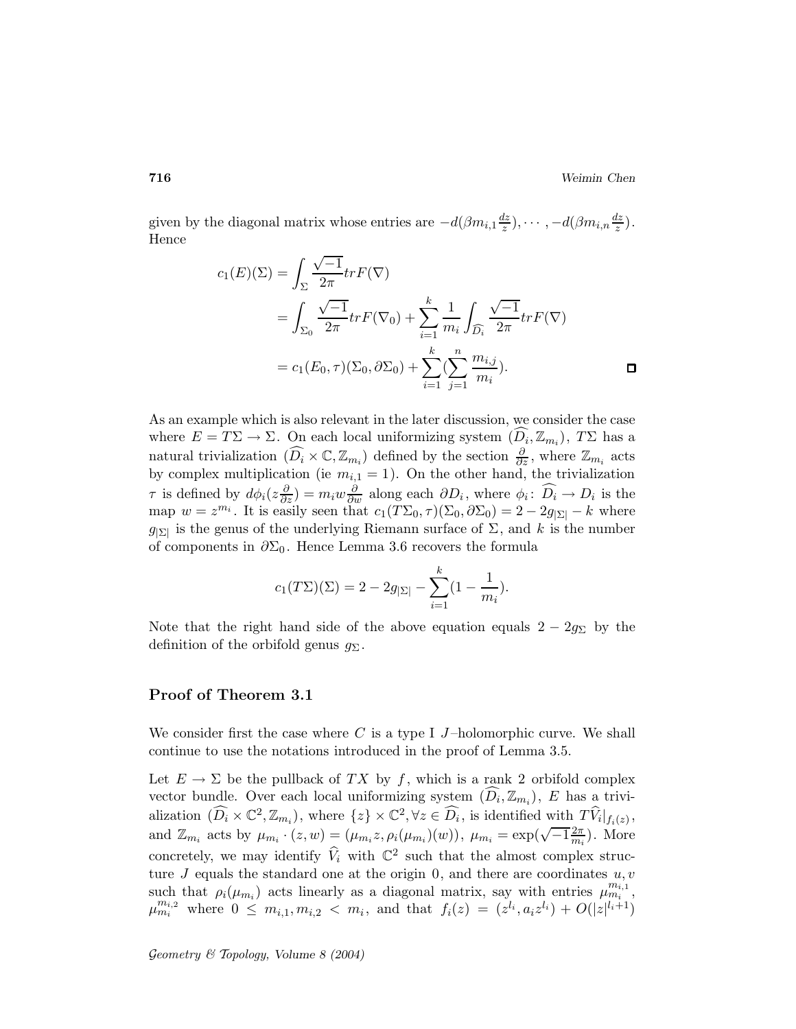given by the diagonal matrix whose entries are $-d(\beta m_{i,1}\frac{dz}{z}),\cdots,-d(\beta m_{i,n}\frac{dz}{z})$. Hence

$$
\begin{aligned}
c_1(E)(\Sigma) &= \int_\Sigma \frac{\sqrt{-1}}{2\pi} trF(\nabla) \\
&= \int_{\Sigma_0} \frac{\sqrt{-1}}{2\pi} trF(\nabla_0) + \sum_{i=1}^{k} \frac{1}{m_i} \int_{\widehat{D_i}} \frac{\sqrt{-1}}{2\pi} trF(\nabla) \\
&= c_1(E_0,\tau)(\Sigma_0,\partial\Sigma_0) + \sum_{i=1}^{k} (\sum_{j=1}^{n} \frac{m_{i,j}}{m_i}).
\end{aligned}
$$

□

As an example which is also relevant in the later discussion, we consider the case where $E = T\Sigma \to \Sigma$. On each local uniformizing system $(\widehat{D_i}, \mathbb{Z}_{m_i})$, $T\Sigma$ has a natural trivialization $(\widehat{D_i}\times\mathbb{C},\mathbb{Z}_{m_i})$ defined by the section $\frac{\partial}{\partial z}$, where $\mathbb{Z}_{m_i}$ acts by complex multiplication (ie $m_{i,1}=1$). On the other hand, the trivialization $\tau$ is defined by $d\phi_i(z\frac{\partial}{\partial z}) = m_i w\frac{\partial}{\partial w}$ along each $\partial D_i$, where $\phi_i\colon \widehat{D_i}\to D_i$ is the map $w=z^{m_i}$. It is easily seen that $c_1(T\Sigma_0,\tau)(\Sigma_0,\partial\Sigma_0) = 2-2g_{|\Sigma|}-k$ where $g_{|\Sigma|}$ is the genus of the underlying Riemann surface of $\Sigma$, and $k$ is the number of components in $\partial\Sigma_0$. Hence Lemma 3.6 recovers the formula

$$
c_1(T\Sigma)(\Sigma) = 2-2g_{|\Sigma|} - \sum_{i=1}^{k}(1-\frac{1}{m_i}).
$$

Note that the right hand side of the above equation equals $2-2g_\Sigma$ by the definition of the orbifold genus $g_\Sigma$.

### Proof of Theorem 3.1

We consider first the case where $C$ is a type I $J$–holomorphic curve. We shall continue to use the notations introduced in the proof of Lemma 3.5.

Let $E\to\Sigma$ be the pullback of $TX$ by $f$, which is a rank 2 orbifold complex vector bundle. Over each local uniformizing system $(\widehat{D_i},\mathbb{Z}_{m_i})$, $E$ has a trivialization $(\widehat{D_i}\times\mathbb{C}^2,\mathbb{Z}_{m_i})$, where $\{z\}\times\mathbb{C}^2, \forall z\in\widehat{D_i}$, is identified with $T\widehat{V_i}|_{f_i(z)}$, and $\mathbb{Z}_{m_i}$ acts by $\mu_{m_i}\cdot(z,w) = (\mu_{m_i}z, \rho_i(\mu_{m_i})(w))$, $\mu_{m_i} = \exp(\sqrt{-1}\frac{2\pi}{m_i})$. More concretely, we may identify $\widehat{V_i}$ with $\mathbb{C}^2$ such that the almost complex structure $J$ equals the standard one at the origin 0, and there are coordinates $u,v$ such that $\rho_i(\mu_{m_i})$ acts linearly as a diagonal matrix, say with entries $\mu_{m_i}^{m_{i,1}}$, $\mu_{m_i}^{m_{i,2}}$ where $0\le m_{i,1},m_{i,2}<m_i$, and that $f_i(z) = (z^{l_i}, a_i z^{l_i}) + O(|z|^{l_i+1})$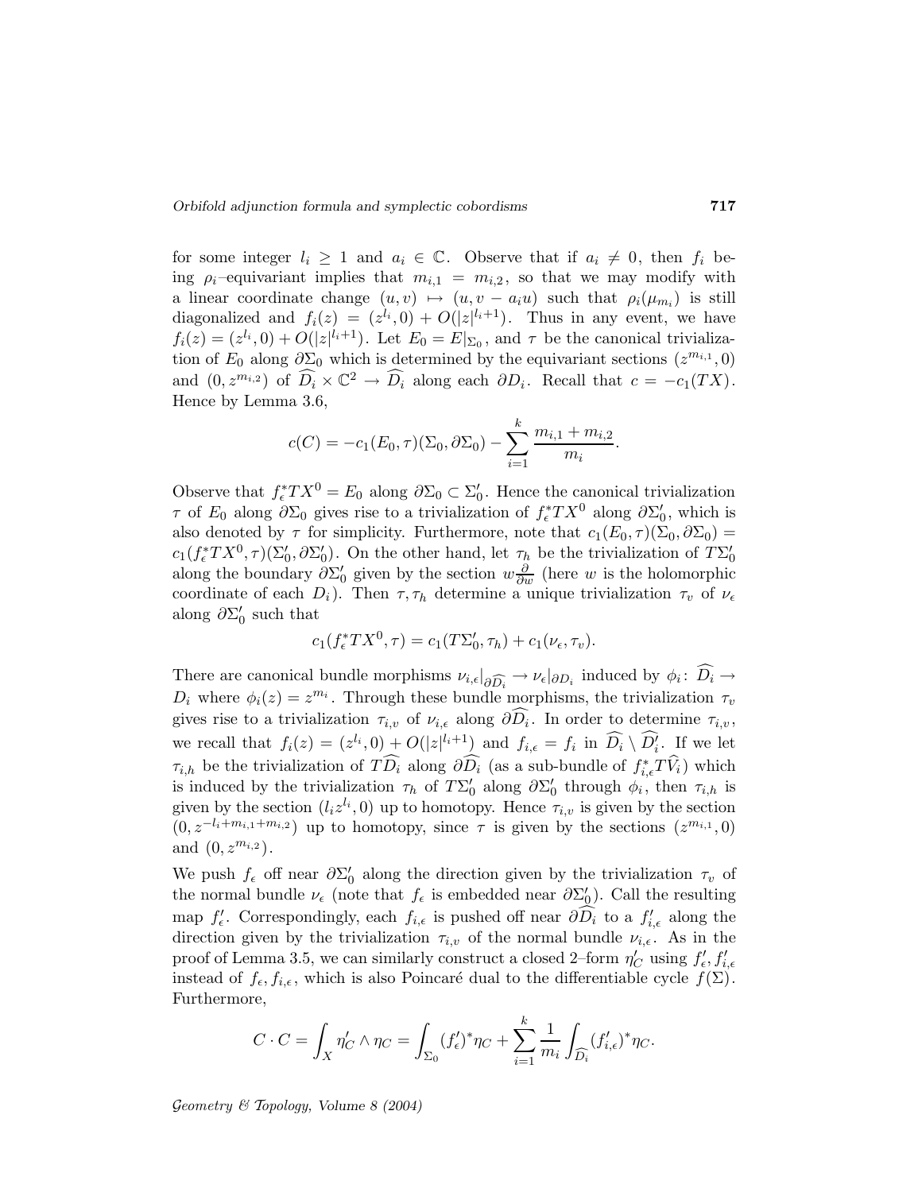for some integer $l_i \geq 1$ and $a_i \in \mathbb{C}$. Observe that if $a_i \neq 0$, then $f_i$ being $\rho_i$–equivariant implies that $m_{i,1} = m_{i,2}$, so that we may modify with a linear coordinate change $(u,v) \mapsto (u, v - a_i u)$ such that $\rho_i(\mu_{m_i})$ is still diagonalized and $f_i(z) = (z^{l_i}, 0) + O(|z|^{l_i+1})$. Thus in any event, we have $f_i(z) = (z^{l_i}, 0) + O(|z|^{l_i+1})$. Let $E_0 = E|_{\Sigma_0}$, and $\tau$ be the canonical trivialization of $E_0$ along $\partial\Sigma_0$ which is determined by the equivariant sections $(z^{m_{i,1}}, 0)$ and $(0, z^{m_{i,2}})$ of $\widehat{D_i} \times \mathbb{C}^2 \to \widehat{D_i}$ along each $\partial D_i$. Recall that $c = -c_1(TX)$. Hence by Lemma 3.6,

$$c(C) = -c_1(E_0, \tau)(\Sigma_0, \partial\Sigma_0) - \sum_{i=1}^{k} \frac{m_{i,1} + m_{i,2}}{m_i}.$$

Observe that $f_\epsilon^* TX^0 = E_0$ along $\partial\Sigma_0 \subset \Sigma_0'$. Hence the canonical trivialization $\tau$ of $E_0$ along $\partial\Sigma_0$ gives rise to a trivialization of $f_\epsilon^* TX^0$ along $\partial\Sigma_0'$, which is also denoted by $\tau$ for simplicity. Furthermore, note that $c_1(E_0, \tau)(\Sigma_0, \partial\Sigma_0) = c_1(f_\epsilon^* TX^0, \tau)(\Sigma_0', \partial\Sigma_0')$. On the other hand, let $\tau_h$ be the trivialization of $T\Sigma_0'$ along the boundary $\partial\Sigma_0'$ given by the section $w\frac{\partial}{\partial w}$ (here $w$ is the holomorphic coordinate of each $D_i$). Then $\tau, \tau_h$ determine a unique trivialization $\tau_v$ of $\nu_\epsilon$ along $\partial\Sigma_0'$ such that

$$c_1(f_\epsilon^* TX^0, \tau) = c_1(T\Sigma_0', \tau_h) + c_1(\nu_\epsilon, \tau_v).$$

There are canonical bundle morphisms $\nu_{i,\epsilon}|_{\partial\widehat{D_i}} \to \nu_\epsilon|_{\partial D_i}$ induced by $\phi_i \colon \widehat{D_i} \to D_i$ where $\phi_i(z) = z^{m_i}$. Through these bundle morphisms, the trivialization $\tau_v$ gives rise to a trivialization $\tau_{i,v}$ of $\nu_{i,\epsilon}$ along $\partial\widehat{D_i}$. In order to determine $\tau_{i,v}$, we recall that $f_i(z) = (z^{l_i}, 0) + O(|z|^{l_i+1})$ and $f_{i,\epsilon} = f_i$ in $\widehat{D_i} \setminus \widehat{D_i'}$. If we let $\tau_{i,h}$ be the trivialization of $T\widehat{D_i}$ along $\partial\widehat{D_i}$ (as a sub-bundle of $f_{i,\epsilon}^* T\widehat{V_i}$) which is induced by the trivialization $\tau_h$ of $T\Sigma_0'$ along $\partial\Sigma_0'$ through $\phi_i$, then $\tau_{i,h}$ is given by the section $(l_i z^{l_i}, 0)$ up to homotopy. Hence $\tau_{i,v}$ is given by the section $(0, z^{-l_i + m_{i,1} + m_{i,2}})$ up to homotopy, since $\tau$ is given by the sections $(z^{m_{i,1}}, 0)$ and $(0, z^{m_{i,2}})$.

We push $f_\epsilon$ off near $\partial\Sigma_0'$ along the direction given by the trivialization $\tau_v$ of the normal bundle $\nu_\epsilon$ (note that $f_\epsilon$ is embedded near $\partial\Sigma_0'$). Call the resulting map $f_\epsilon'$. Correspondingly, each $f_{i,\epsilon}$ is pushed off near $\partial\widehat{D_i}$ to a $f_{i,\epsilon}'$ along the direction given by the trivialization $\tau_{i,v}$ of the normal bundle $\nu_{i,\epsilon}$. As in the proof of Lemma 3.5, we can similarly construct a closed 2–form $\eta_C'$ using $f_\epsilon', f_{i,\epsilon}'$ instead of $f_\epsilon, f_{i,\epsilon}$, which is also Poincaré dual to the differentiable cycle $f(\Sigma)$. Furthermore,

$$C \cdot C = \int_X \eta_C' \wedge \eta_C = \int_{\Sigma_0} (f_\epsilon')^* \eta_C + \sum_{i=1}^{k} \frac{1}{m_i} \int_{\widehat{D_i}} (f_{i,\epsilon}')^* \eta_C.$$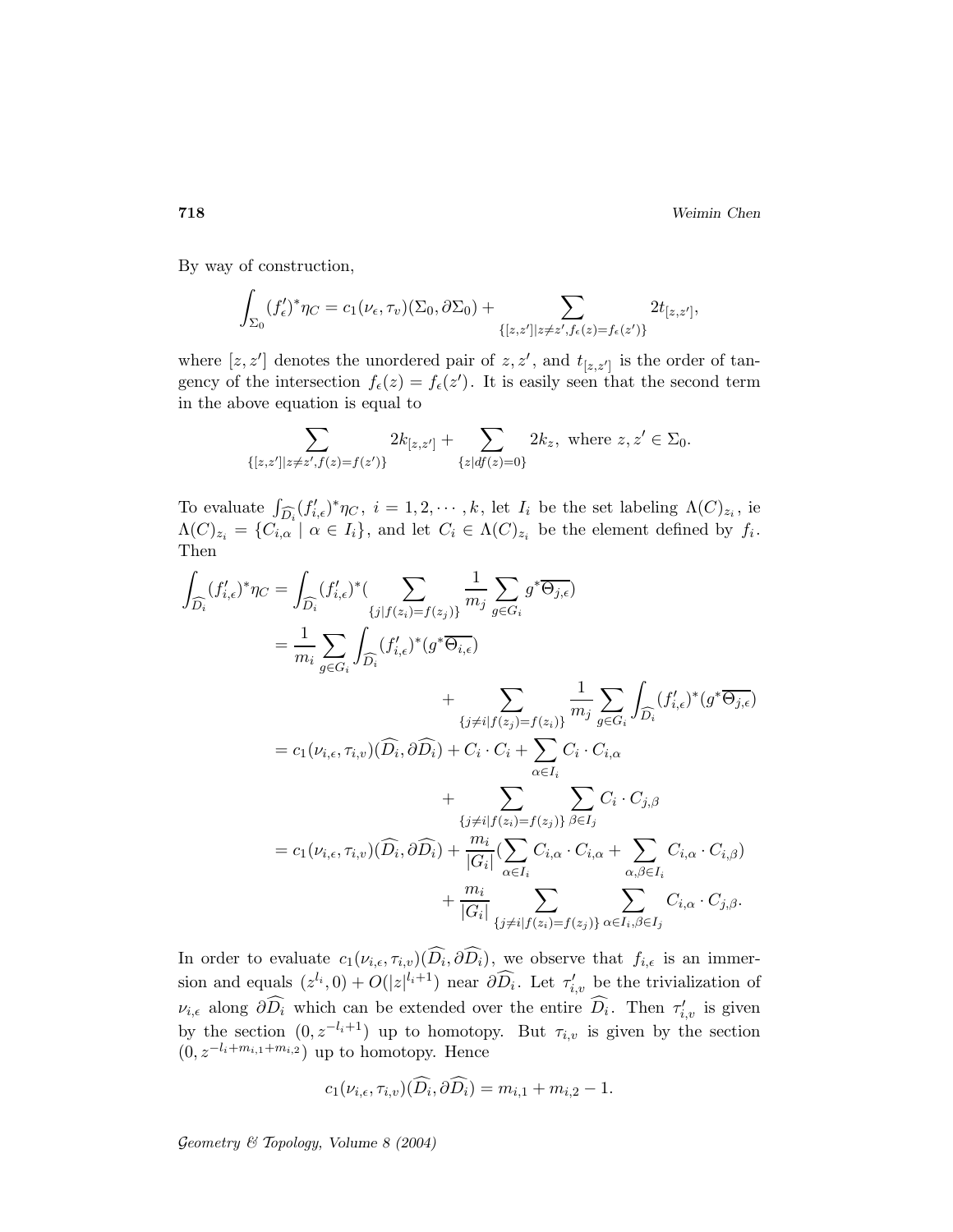By way of construction,

$$\int_{\Sigma_0} (f'_\epsilon)^* \eta_C = c_1(\nu_\epsilon, \tau_v)(\Sigma_0, \partial\Sigma_0) + \sum_{\{[z,z'] | z \neq z', f_\epsilon(z) = f_\epsilon(z')\}} 2t_{[z,z']},$$

where $[z, z']$ denotes the unordered pair of $z, z'$, and $t_{[z,z']}$ is the order of tangency of the intersection $f_\epsilon(z) = f_\epsilon(z')$. It is easily seen that the second term in the above equation is equal to

$$\sum_{\{[z,z'] | z \neq z', f(z) = f(z')\}} 2k_{[z,z']} + \sum_{\{z | df(z) = 0\}} 2k_z, \text{ where } z, z' \in \Sigma_0.$$

To evaluate $\int_{\widehat{D_i}} (f'_{i,\epsilon})^* \eta_C$, $i = 1, 2, \cdots, k$, let $I_i$ be the set labeling $\Lambda(C)_{z_i}$, ie $\Lambda(C)_{z_i} = \{C_{i,\alpha} \mid \alpha \in I_i\}$, and let $C_i \in \Lambda(C)_{z_i}$ be the element defined by $f_i$. Then

$$\begin{aligned}
\int_{\widehat{D_i}} (f'_{i,\epsilon})^* \eta_C &= \int_{\widehat{D_i}} (f'_{i,\epsilon})^* \Big( \sum_{\{j | f(z_i) = f(z_j)\}} \frac{1}{m_j} \sum_{g \in G_i} g^* \overline{\Theta_{j,\epsilon}} \Big) \\
&= \frac{1}{m_i} \sum_{g \in G_i} \int_{\widehat{D_i}} (f'_{i,\epsilon})^* (g^* \overline{\Theta_{i,\epsilon}}) \\
&\qquad + \sum_{\{j \neq i | f(z_j) = f(z_i)\}} \frac{1}{m_j} \sum_{g \in G_i} \int_{\widehat{D_i}} (f'_{i,\epsilon})^* (g^* \overline{\Theta_{j,\epsilon}}) \\
&= c_1(\nu_{i,\epsilon}, \tau_{i,v})(\widehat{D_i}, \partial\widehat{D_i}) + C_i \cdot C_i + \sum_{\alpha \in I_i} C_i \cdot C_{i,\alpha} \\
&\qquad + \sum_{\{j \neq i | f(z_i) = f(z_j)\}} \sum_{\beta \in I_j} C_i \cdot C_{j,\beta} \\
&= c_1(\nu_{i,\epsilon}, \tau_{i,v})(\widehat{D_i}, \partial\widehat{D_i}) + \frac{m_i}{|G_i|} \Big( \sum_{\alpha \in I_i} C_{i,\alpha} \cdot C_{i,\alpha} + \sum_{\alpha, \beta \in I_i} C_{i,\alpha} \cdot C_{i,\beta} \Big) \\
&\qquad + \frac{m_i}{|G_i|} \sum_{\{j \neq i | f(z_i) = f(z_j)\}} \sum_{\alpha \in I_i, \beta \in I_j} C_{i,\alpha} \cdot C_{j,\beta}.
\end{aligned}$$

In order to evaluate $c_1(\nu_{i,\epsilon}, \tau_{i,v})(\widehat{D_i}, \partial\widehat{D_i})$, we observe that $f_{i,\epsilon}$ is an immersion and equals $(z^{l_i}, 0) + O(|z|^{l_i+1})$ near $\partial\widehat{D_i}$. Let $\tau'_{i,v}$ be the trivialization of $\nu_{i,\epsilon}$ along $\partial\widehat{D_i}$ which can be extended over the entire $\widehat{D_i}$. Then $\tau'_{i,v}$ is given by the section $(0, z^{-l_i+1})$ up to homotopy. But $\tau_{i,v}$ is given by the section $(0, z^{-l_i+m_{i,1}+m_{i,2}})$ up to homotopy. Hence

$$c_1(\nu_{i,\epsilon}, \tau_{i,v})(\widehat{D_i}, \partial\widehat{D_i}) = m_{i,1} + m_{i,2} - 1.$$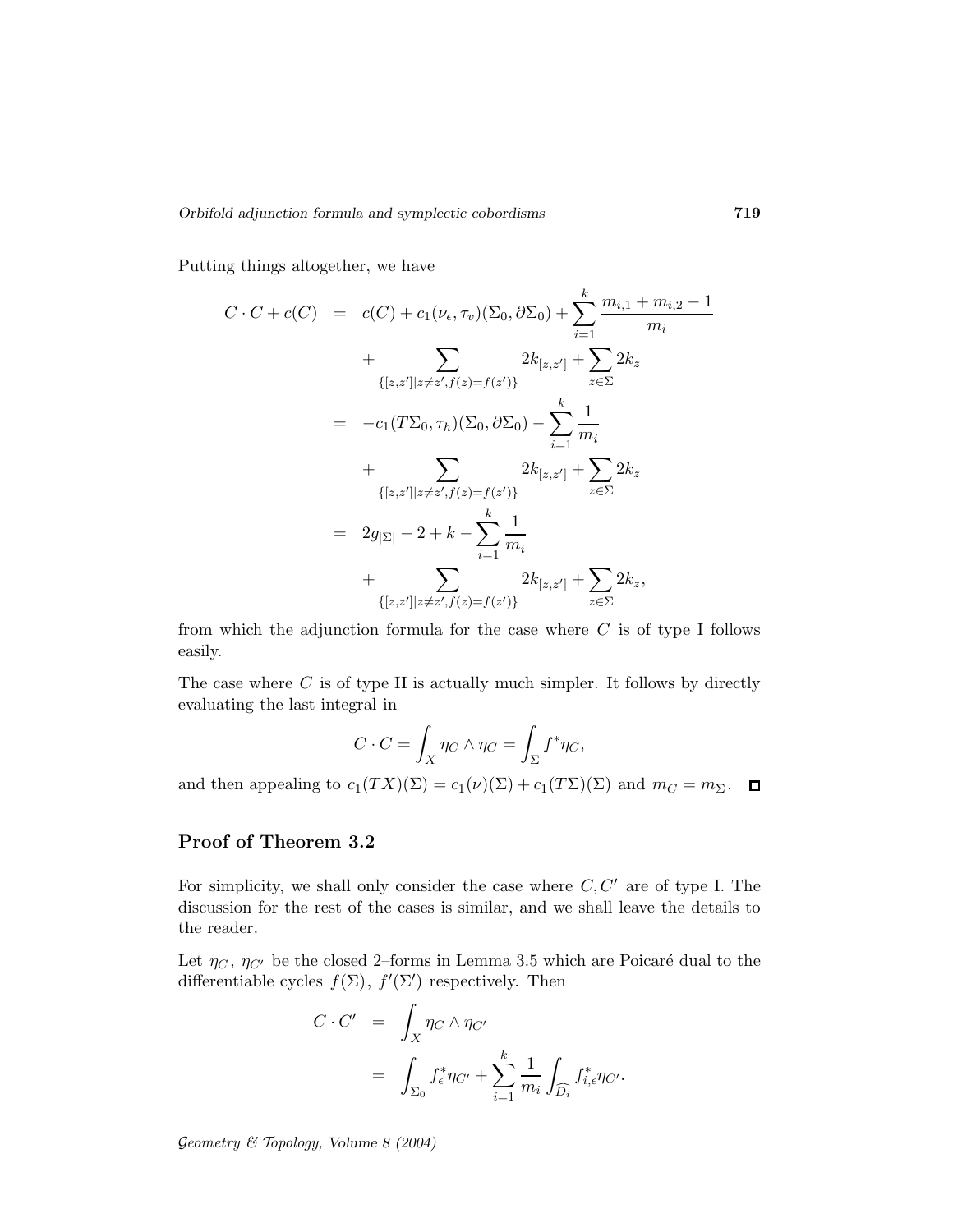Putting things altogether, we have

$$
\begin{aligned}
C\cdot C + c(C) &= c(C) + c_1(\nu_\epsilon,\tau_v)(\Sigma_0,\partial\Sigma_0) + \sum_{i=1}^{k}\frac{m_{i,1}+m_{i,2}-1}{m_i} \\
&\quad + \sum_{\{[z,z']|z\neq z', f(z)=f(z')\}} 2k_{[z,z']} + \sum_{z\in\Sigma} 2k_z \\
&= -c_1(T\Sigma_0,\tau_h)(\Sigma_0,\partial\Sigma_0) - \sum_{i=1}^{k}\frac{1}{m_i} \\
&\quad + \sum_{\{[z,z']|z\neq z', f(z)=f(z')\}} 2k_{[z,z']} + \sum_{z\in\Sigma} 2k_z \\
&= 2g_{|\Sigma|} - 2 + k - \sum_{i=1}^{k}\frac{1}{m_i} \\
&\quad + \sum_{\{[z,z']|z\neq z', f(z)=f(z')\}} 2k_{[z,z']} + \sum_{z\in\Sigma} 2k_z,
\end{aligned}
$$

from which the adjunction formula for the case where $C$ is of type I follows easily.

The case where $C$ is of type II is actually much simpler. It follows by directly evaluating the last integral in

$$
C\cdot C = \int_X \eta_C\wedge\eta_C = \int_\Sigma f^*\eta_C,
$$

and then appealing to $c_1(TX)(\Sigma) = c_1(\nu)(\Sigma) + c_1(T\Sigma)(\Sigma)$ and $m_C = m_\Sigma$. ◻

## Proof of Theorem 3.2

For simplicity, we shall only consider the case where $C, C'$ are of type I. The discussion for the rest of the cases is similar, and we shall leave the details to the reader.

Let $\eta_C$, $\eta_{C'}$ be the closed 2–forms in Lemma 3.5 which are Poicaré dual to the differentiable cycles $f(\Sigma)$, $f'(\Sigma')$ respectively. Then

$$
\begin{aligned}
C\cdot C' &= \int_X \eta_C\wedge\eta_{C'} \\
&= \int_{\Sigma_0} f_\epsilon^*\eta_{C'} + \sum_{i=1}^{k}\frac{1}{m_i}\int_{\widehat{D_i}} f_{i,\epsilon}^*\eta_{C'}.
\end{aligned}
$$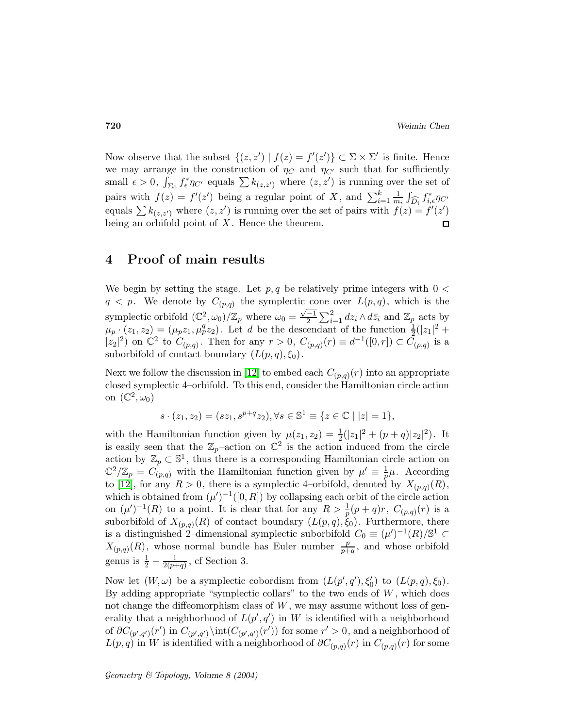Now observe that the subset $\{(z,z') \mid f(z) = f'(z')\} \subset \Sigma \times \Sigma'$ is finite. Hence we may arrange in the construction of $\eta_C$ and $\eta_{C'}$ such that for sufficiently small $\epsilon > 0$, $\int_{\Sigma_0} f_\epsilon^* \eta_{C'}$ equals $\sum k_{(z,z')}$ where $(z,z')$ is running over the set of pairs with $f(z) = f'(z')$ being a regular point of $X$, and $\sum_{i=1}^k \frac{1}{m_i} \int_{\widehat{D}_i} f_{i,\epsilon}^* \eta_{C'}$ equals $\sum k_{(z,z')}$ where $(z,z')$ is running over the set of pairs with $f(z) = f'(z')$ being an orbifold point of $X$. Hence the theorem. ◻

# 4 Proof of main results

We begin by setting the stage. Let $p,q$ be relatively prime integers with $0 < q < p$. We denote by $C_{(p,q)}$ the symplectic cone over $L(p,q)$, which is the symplectic orbifold $(\mathbb{C}^2, \omega_0)/\mathbb{Z}_p$ where $\omega_0 = \frac{\sqrt{-1}}{2} \sum_{i=1}^2 dz_i \wedge d\bar{z}_i$ and $\mathbb{Z}_p$ acts by $\mu_p \cdot (z_1, z_2) = (\mu_p z_1, \mu_p^q z_2)$. Let $d$ be the descendant of the function $\frac{1}{2}(|z_1|^2 + |z_2|^2)$ on $\mathbb{C}^2$ to $C_{(p,q)}$. Then for any $r > 0$, $C_{(p,q)}(r) \equiv d^{-1}([0,r]) \subset C_{(p,q)}$ is a suborbifold of contact boundary $(L(p,q), \xi_0)$.

Next we follow the discussion in [12] to embed each $C_{(p,q)}(r)$ into an appropriate closed symplectic 4–orbifold. To this end, consider the Hamiltonian circle action on $(\mathbb{C}^2, \omega_0)$

$$s \cdot (z_1, z_2) = (s z_1, s^{p+q} z_2), \forall s \in \mathbb{S}^1 \equiv \{z \in \mathbb{C} \mid |z| = 1\},$$

with the Hamiltonian function given by $\mu(z_1, z_2) = \frac{1}{2}(|z_1|^2 + (p+q)|z_2|^2)$. It is easily seen that the $\mathbb{Z}_p$–action on $\mathbb{C}^2$ is the action induced from the circle action by $\mathbb{Z}_p \subset \mathbb{S}^1$, thus there is a corresponding Hamiltonian circle action on $\mathbb{C}^2/\mathbb{Z}_p = C_{(p,q)}$ with the Hamiltonian function given by $\mu' \equiv \frac{1}{p}\mu$. According to [12], for any $R > 0$, there is a symplectic 4–orbifold, denoted by $X_{(p,q)}(R)$, which is obtained from $(\mu')^{-1}([0,R])$ by collapsing each orbit of the circle action on $(\mu')^{-1}(R)$ to a point. It is clear that for any $R > \frac{1}{p}(p+q)r$, $C_{(p,q)}(r)$ is a suborbifold of $X_{(p,q)}(R)$ of contact boundary $(L(p,q), \xi_0)$. Furthermore, there is a distinguished 2–dimensional symplectic suborbifold $C_0 \equiv (\mu')^{-1}(R)/\mathbb{S}^1 \subset X_{(p,q)}(R)$, whose normal bundle has Euler number $\frac{p}{p+q}$, and whose orbifold genus is $\frac{1}{2} - \frac{1}{2(p+q)}$, cf Section 3.

Now let $(W, \omega)$ be a symplectic cobordism from $(L(p',q'), \xi_0')$ to $(L(p,q), \xi_0)$. By adding appropriate "symplectic collars" to the two ends of $W$, which does not change the diffeomorphism class of $W$, we may assume without loss of generality that a neighborhood of $L(p',q')$ in $W$ is identified with a neighborhood of $\partial C_{(p',q')}(r')$ in $C_{(p',q')} \setminus \mathrm{int}(C_{(p',q')}(r'))$ for some $r' > 0$, and a neighborhood of $L(p,q)$ in $W$ is identified with a neighborhood of $\partial C_{(p,q)}(r)$ in $C_{(p,q)}(r)$ for some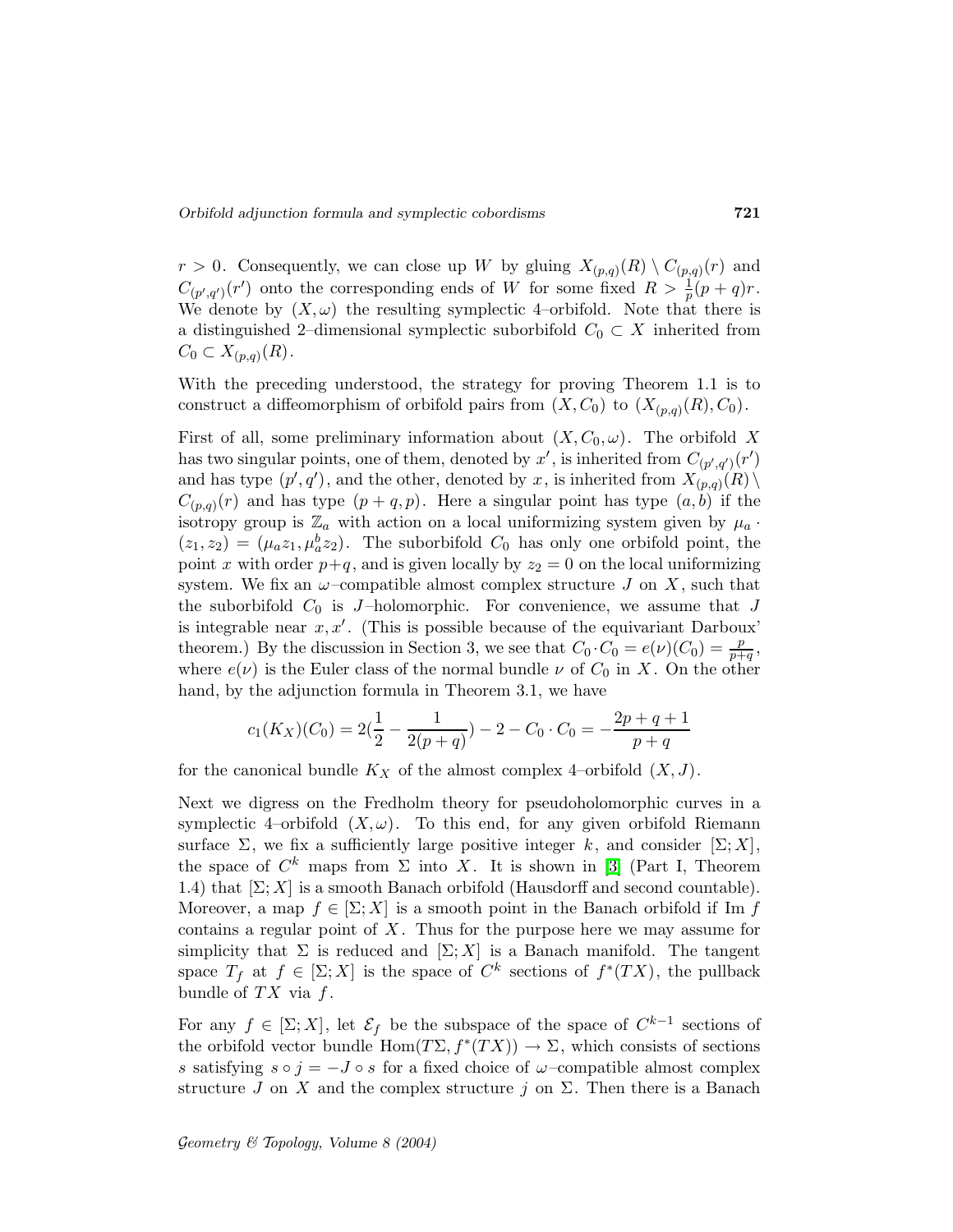$r > 0$. Consequently, we can close up $W$ by gluing $X_{(p,q)}(R) \setminus C_{(p,q)}(r)$ and $C_{(p',q')}(r')$ onto the corresponding ends of $W$ for some fixed $R > \frac{1}{p}(p+q)r$. We denote by $(X, \omega)$ the resulting symplectic 4–orbifold. Note that there is a distinguished 2–dimensional symplectic suborbifold $C_0 \subset X$ inherited from $C_0 \subset X_{(p,q)}(R)$.

With the preceding understood, the strategy for proving Theorem 1.1 is to construct a diffeomorphism of orbifold pairs from $(X, C_0)$ to $(X_{(p,q)}(R), C_0)$.

First of all, some preliminary information about $(X, C_0, \omega)$. The orbifold $X$ has two singular points, one of them, denoted by $x'$, is inherited from $C_{(p',q')}(r')$ and has type $(p', q')$, and the other, denoted by $x$, is inherited from $X_{(p,q)}(R) \setminus C_{(p,q)}(r)$ and has type $(p+q, p)$. Here a singular point has type $(a, b)$ if the isotropy group is $\mathbb{Z}_a$ with action on a local uniformizing system given by $\mu_a \cdot (z_1, z_2) = (\mu_a z_1, \mu_a^b z_2)$. The suborbifold $C_0$ has only one orbifold point, the point $x$ with order $p+q$, and is given locally by $z_2 = 0$ on the local uniformizing system. We fix an $\omega$–compatible almost complex structure $J$ on $X$, such that the suborbifold $C_0$ is $J$–holomorphic. For convenience, we assume that $J$ is integrable near $x, x'$. (This is possible because of the equivariant Darboux' theorem.) By the discussion in Section 3, we see that $C_0 \cdot C_0 = e(\nu)(C_0) = \frac{p}{p+q}$, where $e(\nu)$ is the Euler class of the normal bundle $\nu$ of $C_0$ in $X$. On the other hand, by the adjunction formula in Theorem 3.1, we have

$$c_1(K_X)(C_0) = 2\left(\frac{1}{2} - \frac{1}{2(p+q)}\right) - 2 - C_0 \cdot C_0 = -\frac{2p+q+1}{p+q}$$

for the canonical bundle $K_X$ of the almost complex 4–orbifold $(X, J)$.

Next we digress on the Fredholm theory for pseudoholomorphic curves in a symplectic 4–orbifold $(X, \omega)$. To this end, for any given orbifold Riemann surface $\Sigma$, we fix a sufficiently large positive integer $k$, and consider $[\Sigma; X]$, the space of $C^k$ maps from $\Sigma$ into $X$. It is shown in [3] (Part I, Theorem 1.4) that $[\Sigma; X]$ is a smooth Banach orbifold (Hausdorff and second countable). Moreover, a map $f \in [\Sigma; X]$ is a smooth point in the Banach orbifold if Im $f$ contains a regular point of $X$. Thus for the purpose here we may assume for simplicity that $\Sigma$ is reduced and $[\Sigma; X]$ is a Banach manifold. The tangent space $T_f$ at $f \in [\Sigma; X]$ is the space of $C^k$ sections of $f^*(TX)$, the pullback bundle of $TX$ via $f$.

For any $f \in [\Sigma; X]$, let $\mathcal{E}_f$ be the subspace of the space of $C^{k-1}$ sections of the orbifold vector bundle $\mathrm{Hom}(T\Sigma, f^*(TX)) \to \Sigma$, which consists of sections $s$ satisfying $s \circ j = -J \circ s$ for a fixed choice of $\omega$–compatible almost complex structure $J$ on $X$ and the complex structure $j$ on $\Sigma$. Then there is a Banach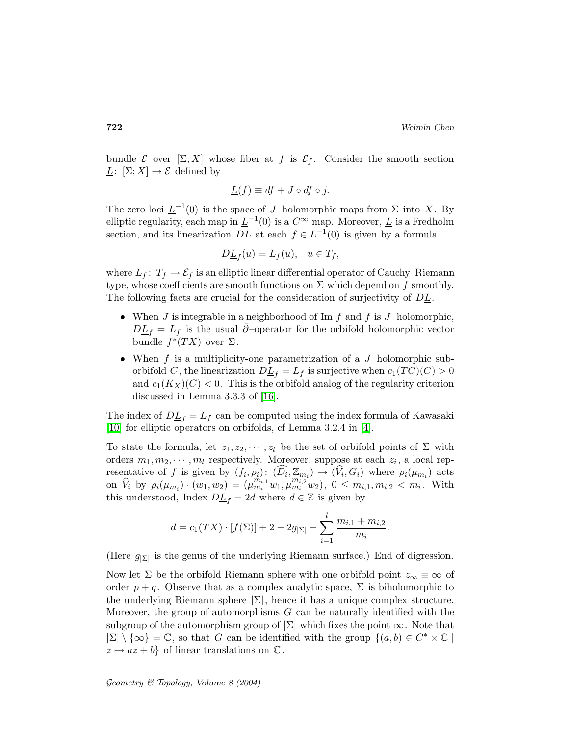bundle $\mathcal{E}$ over $[\Sigma; X]$ whose fiber at $f$ is $\mathcal{E}_f$. Consider the smooth section $\underline{L}\colon [\Sigma; X] \to \mathcal{E}$ defined by

$$\underline{L}(f) \equiv df + J \circ df \circ j.$$

The zero loci $\underline{L}^{-1}(0)$ is the space of $J$–holomorphic maps from $\Sigma$ into $X$. By elliptic regularity, each map in $\underline{L}^{-1}(0)$ is a $C^\infty$ map. Moreover, $\underline{L}$ is a Fredholm section, and its linearization $D\underline{L}$ at each $f \in \underline{L}^{-1}(0)$ is given by a formula

$$D\underline{L}_f(u) = L_f(u), \quad u \in T_f,$$

where $L_f\colon T_f \to \mathcal{E}_f$ is an elliptic linear differential operator of Cauchy–Riemann type, whose coefficients are smooth functions on $\Sigma$ which depend on $f$ smoothly. The following facts are crucial for the consideration of surjectivity of $D\underline{L}$.

- When $J$ is integrable in a neighborhood of Im $f$ and $f$ is $J$–holomorphic, $D\underline{L}_f = L_f$ is the usual $\bar{\partial}$–operator for the orbifold holomorphic vector bundle $f^*(TX)$ over $\Sigma$.
- When $f$ is a multiplicity-one parametrization of a $J$–holomorphic suborbifold $C$, the linearization $D\underline{L}_f = L_f$ is surjective when $c_1(TC)(C) > 0$ and $c_1(K_X)(C) < 0$. This is the orbifold analog of the regularity criterion discussed in Lemma 3.3.3 of [16].

The index of $D\underline{L}_f = L_f$ can be computed using the index formula of Kawasaki [10] for elliptic operators on orbifolds, cf Lemma 3.2.4 in [4].

To state the formula, let $z_1, z_2, \cdots, z_l$ be the set of orbifold points of $\Sigma$ with orders $m_1, m_2, \cdots, m_l$ respectively. Moreover, suppose at each $z_i$, a local representative of $f$ is given by $(f_i, \rho_i)\colon (\widehat{D}_i, \mathbb{Z}_{m_i}) \to (\widehat{V}_i, G_i)$ where $\rho_i(\mu_{m_i})$ acts on $\widehat{V}_i$ by $\rho_i(\mu_{m_i}) \cdot (w_1, w_2) = (\mu_{m_i}^{m_{i,1}} w_1, \mu_{m_i}^{m_{i,2}} w_2)$, $0 \le m_{i,1}, m_{i,2} < m_i$. With this understood, Index $D\underline{L}_f = 2d$ where $d \in \mathbb{Z}$ is given by

$$d = c_1(TX) \cdot [f(\Sigma)] + 2 - 2g_{|\Sigma|} - \sum_{i=1}^{l} \frac{m_{i,1} + m_{i,2}}{m_i}.$$

(Here $g_{|\Sigma|}$ is the genus of the underlying Riemann surface.) End of digression.

Now let $\Sigma$ be the orbifold Riemann sphere with one orbifold point $z_\infty \equiv \infty$ of order $p+q$. Observe that as a complex analytic space, $\Sigma$ is biholomorphic to the underlying Riemann sphere $|\Sigma|$, hence it has a unique complex structure. Moreover, the group of automorphisms $G$ can be naturally identified with the subgroup of the automorphism group of $|\Sigma|$ which fixes the point $\infty$. Note that $|\Sigma| \setminus \{\infty\} = \mathbb{C}$, so that $G$ can be identified with the group $\{(a, b) \in C^* \times \mathbb{C} \mid z \mapsto az + b\}$ of linear translations on $\mathbb{C}$.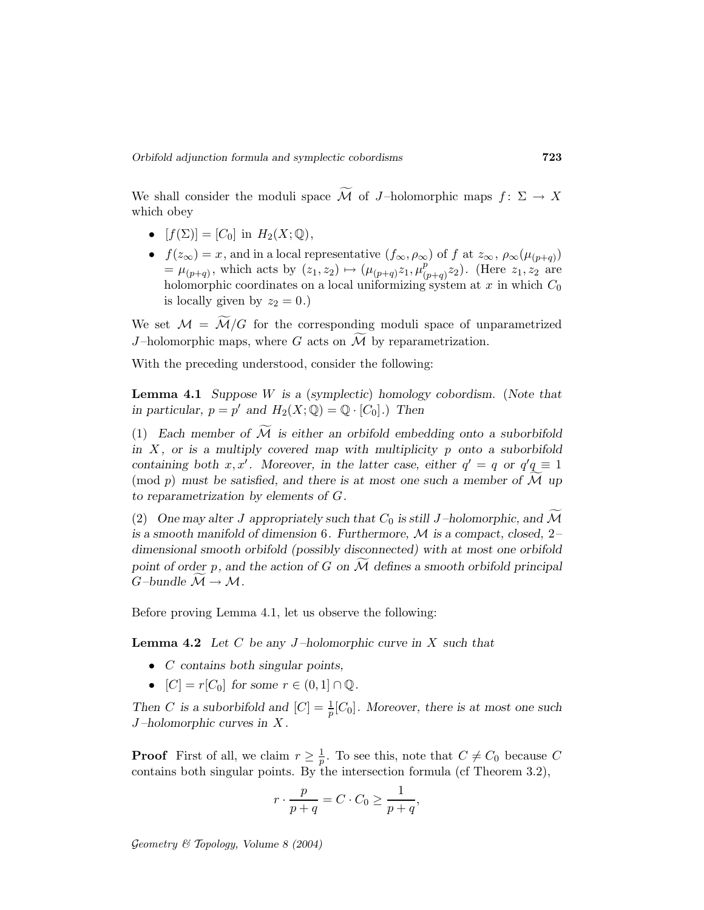We shall consider the moduli space $\widetilde{\mathcal{M}}$ of $J$–holomorphic maps $f\colon \Sigma \to X$ which obey

- $[f(\Sigma)] = [C_0]$ in $H_2(X;\mathbb{Q})$,
- $f(z_\infty) = x$, and in a local representative $(f_\infty, \rho_\infty)$ of $f$ at $z_\infty$, $\rho_\infty(\mu_{(p+q)}) = \mu_{(p+q)}$, which acts by $(z_1, z_2) \mapsto (\mu_{(p+q)} z_1, \mu_{(p+q)}^p z_2)$. (Here $z_1, z_2$ are holomorphic coordinates on a local uniformizing system at $x$ in which $C_0$ is locally given by $z_2 = 0$.)

We set $\mathcal{M} = \widetilde{\mathcal{M}}/G$ for the corresponding moduli space of unparametrized $J$–holomorphic maps, where $G$ acts on $\widetilde{\mathcal{M}}$ by reparametrization.

With the preceding understood, consider the following:

**Lemma 4.1** *Suppose $W$ is a (symplectic) homology cobordism. (Note that in particular, $p = p'$ and $H_2(X;\mathbb{Q}) = \mathbb{Q}\cdot[C_0]$.) Then*

*(1) Each member of $\widetilde{\mathcal{M}}$ is either an orbifold embedding onto a suborbifold in $X$, or is a multiply covered map with multiplicity $p$ onto a suborbifold containing both $x, x'$. Moreover, in the latter case, either $q' = q$ or $q'q \equiv 1 \pmod{p}$ must be satisfied, and there is at most one such a member of $\widetilde{\mathcal{M}}$ up to reparametrization by elements of $G$.*

*(2) One may alter $J$ appropriately such that $C_0$ is still $J$–holomorphic, and $\widetilde{\mathcal{M}}$ is a smooth manifold of dimension 6. Furthermore, $\mathcal{M}$ is a compact, closed, 2–dimensional smooth orbifold (possibly disconnected) with at most one orbifold point of order $p$, and the action of $G$ on $\widetilde{\mathcal{M}}$ defines a smooth orbifold principal $G$–bundle $\widetilde{\mathcal{M}} \to \mathcal{M}$.*

Before proving Lemma 4.1, let us observe the following:

**Lemma 4.2** *Let $C$ be any $J$–holomorphic curve in $X$ such that*

- *$C$ contains both singular points,*
- *$[C] = r[C_0]$ for some $r \in (0,1] \cap \mathbb{Q}$.*

*Then $C$ is a suborbifold and $[C] = \frac{1}{p}[C_0]$. Moreover, there is at most one such $J$–holomorphic curves in $X$.*

**Proof** First of all, we claim $r \geq \frac{1}{p}$. To see this, note that $C \neq C_0$ because $C$ contains both singular points. By the intersection formula (cf Theorem 3.2),

$$r \cdot \frac{p}{p+q} = C \cdot C_0 \geq \frac{1}{p+q},$$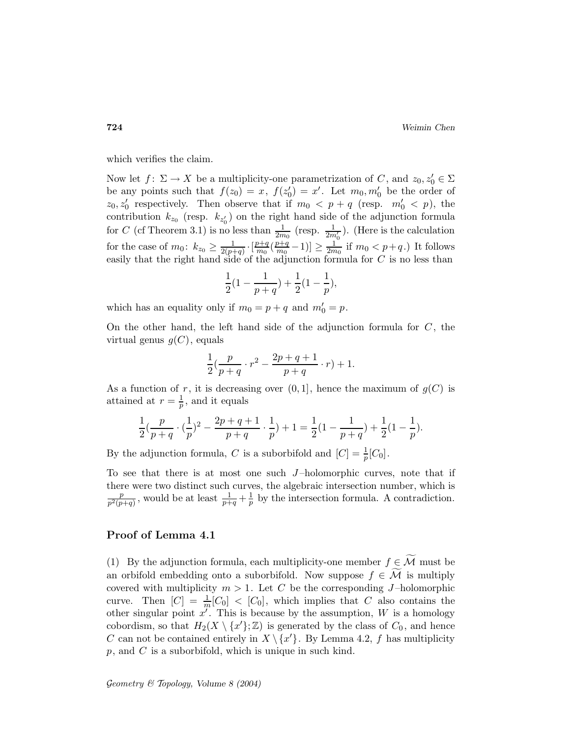which verifies the claim.

Now let $f\colon \Sigma \to X$ be a multiplicity-one parametrization of $C$, and $z_0, z_0' \in \Sigma$ be any points such that $f(z_0) = x,\ f(z_0') = x'$. Let $m_0, m_0'$ be the order of $z_0, z_0'$ respectively. Then observe that if $m_0 < p+q$ (resp. $m_0' < p$), the contribution $k_{z_0}$ (resp. $k_{z_0'}$) on the right hand side of the adjunction formula for $C$ (cf Theorem 3.1) is no less than $\frac{1}{2m_0}$ (resp. $\frac{1}{2m_0'}$). (Here is the calculation for the case of $m_0$: $k_{z_0} \geq \frac{1}{2(p+q)} \cdot [\frac{p+q}{m_0}(\frac{p+q}{m_0} - 1)] \geq \frac{1}{2m_0}$ if $m_0 < p+q$.) It follows easily that the right hand side of the adjunction formula for $C$ is no less than

$$\frac{1}{2}(1 - \frac{1}{p+q}) + \frac{1}{2}(1 - \frac{1}{p}),$$

which has an equality only if $m_0 = p+q$ and $m_0' = p$.

On the other hand, the left hand side of the adjunction formula for $C$, the virtual genus $g(C)$, equals

$$\frac{1}{2}(\frac{p}{p+q} \cdot r^2 - \frac{2p+q+1}{p+q} \cdot r) + 1.$$

As a function of $r$, it is decreasing over $(0,1]$, hence the maximum of $g(C)$ is attained at $r = \frac{1}{p}$, and it equals

$$\frac{1}{2}(\frac{p}{p+q} \cdot (\frac{1}{p})^2 - \frac{2p+q+1}{p+q} \cdot \frac{1}{p}) + 1 = \frac{1}{2}(1 - \frac{1}{p+q}) + \frac{1}{2}(1 - \frac{1}{p}).$$

By the adjunction formula, $C$ is a suborbifold and $[C] = \frac{1}{p}[C_0]$.

To see that there is at most one such $J$–holomorphic curves, note that if there were two distinct such curves, the algebraic intersection number, which is $\frac{p}{p^2(p+q)}$, would be at least $\frac{1}{p+q} + \frac{1}{p}$ by the intersection formula. A contradiction.

## Proof of Lemma 4.1

(1) By the adjunction formula, each multiplicity-one member $f \in \widetilde{\mathcal{M}}$ must be an orbifold embedding onto a suborbifold. Now suppose $f \in \widetilde{\mathcal{M}}$ is multiply covered with multiplicity $m > 1$. Let $C$ be the corresponding $J$–holomorphic curve. Then $[C] = \frac{1}{m}[C_0] < [C_0]$, which implies that $C$ also contains the other singular point $x'$. This is because by the assumption, $W$ is a homology cobordism, so that $H_2(X \setminus \{x'\}; \mathbb{Z})$ is generated by the class of $C_0$, and hence $C$ can not be contained entirely in $X \setminus \{x'\}$. By Lemma 4.2, $f$ has multiplicity $p$, and $C$ is a suborbifold, which is unique in such kind.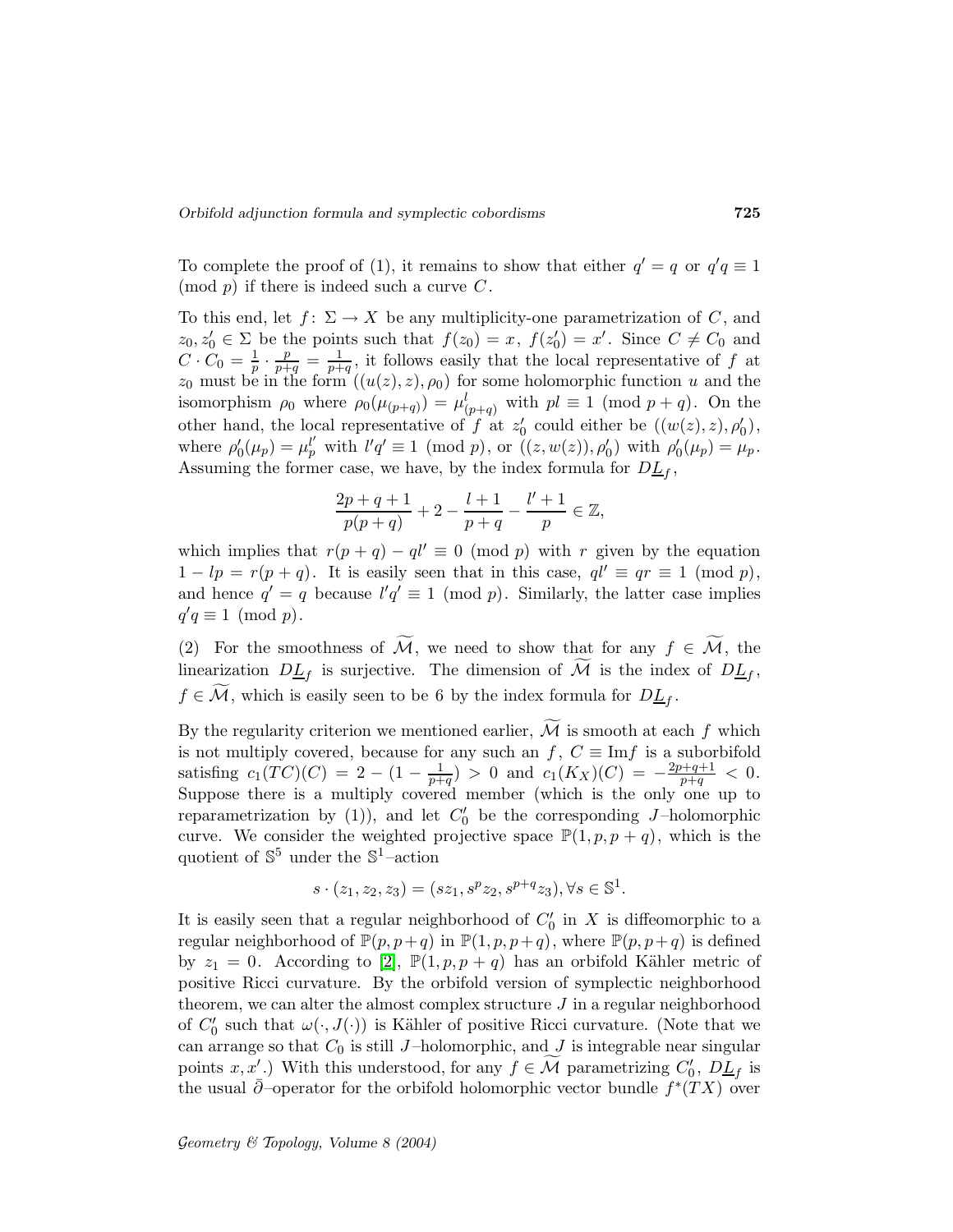To complete the proof of (1), it remains to show that either $q' = q$ or $q'q \equiv 1 \pmod p$ if there is indeed such a curve $C$.

To this end, let $f\colon \Sigma \to X$ be any multiplicity-one parametrization of $C$, and $z_0, z_0' \in \Sigma$ be the points such that $f(z_0) = x$, $f(z_0') = x'$. Since $C \neq C_0$ and $C \cdot C_0 = \frac{1}{p} \cdot \frac{p}{p+q} = \frac{1}{p+q}$, it follows easily that the local representative of $f$ at $z_0$ must be in the form $((u(z), z), \rho_0)$ for some holomorphic function $u$ and the isomorphism $\rho_0$ where $\rho_0(\mu_{(p+q)}) = \mu_{(p+q)}^l$ with $pl \equiv 1 \pmod{p+q}$. On the other hand, the local representative of $f$ at $z_0'$ could either be $((w(z), z), \rho_0')$, where $\rho_0'(\mu_p) = \mu_p^{l'}$ with $l'q' \equiv 1 \pmod p$, or $((z, w(z)), \rho_0')$ with $\rho_0'(\mu_p) = \mu_p$. Assuming the former case, we have, by the index formula for $D\underline{L}_f$,

$$\frac{2p+q+1}{p(p+q)} + 2 - \frac{l+1}{p+q} - \frac{l'+1}{p} \in \mathbb{Z},$$

which implies that $r(p+q) - ql' \equiv 0 \pmod p$ with $r$ given by the equation $1 - lp = r(p+q)$. It is easily seen that in this case, $ql' \equiv qr \equiv 1 \pmod p$, and hence $q' = q$ because $l'q' \equiv 1 \pmod p$. Similarly, the latter case implies $q'q \equiv 1 \pmod p$.

(2) For the smoothness of $\widetilde{\mathcal{M}}$, we need to show that for any $f \in \widetilde{\mathcal{M}}$, the linearization $D\underline{L}_f$ is surjective. The dimension of $\widetilde{\mathcal{M}}$ is the index of $D\underline{L}_f$, $f \in \widetilde{\mathcal{M}}$, which is easily seen to be 6 by the index formula for $D\underline{L}_f$.

By the regularity criterion we mentioned earlier, $\widetilde{\mathcal{M}}$ is smooth at each $f$ which is not multiply covered, because for any such an $f$, $C \equiv \operatorname{Im} f$ is a suborbifold satisfing $c_1(TC)(C) = 2 - (1 - \frac{1}{p+q}) > 0$ and $c_1(K_X)(C) = -\frac{2p+q+1}{p+q} < 0$. Suppose there is a multiply covered member (which is the only one up to reparametrization by (1)), and let $C_0'$ be the corresponding $J$–holomorphic curve. We consider the weighted projective space $\mathbb{P}(1, p, p+q)$, which is the quotient of $\mathbb{S}^5$ under the $\mathbb{S}^1$–action

$$s \cdot (z_1, z_2, z_3) = (sz_1, s^p z_2, s^{p+q} z_3), \forall s \in \mathbb{S}^1.$$

It is easily seen that a regular neighborhood of $C_0'$ in $X$ is diffeomorphic to a regular neighborhood of $\mathbb{P}(p, p+q)$ in $\mathbb{P}(1, p, p+q)$, where $\mathbb{P}(p, p+q)$ is defined by $z_1 = 0$. According to [2], $\mathbb{P}(1, p, p+q)$ has an orbifold Kähler metric of positive Ricci curvature. By the orbifold version of symplectic neighborhood theorem, we can alter the almost complex structure $J$ in a regular neighborhood of $C_0'$ such that $\omega(\cdot, J(\cdot))$ is Kähler of positive Ricci curvature. (Note that we can arrange so that $C_0$ is still $J$–holomorphic, and $J$ is integrable near singular points $x, x'$.) With this understood, for any $f \in \widetilde{\mathcal{M}}$ parametrizing $C_0'$, $D\underline{L}_f$ is the usual $\bar{\partial}$–operator for the orbifold holomorphic vector bundle $f^*(TX)$ over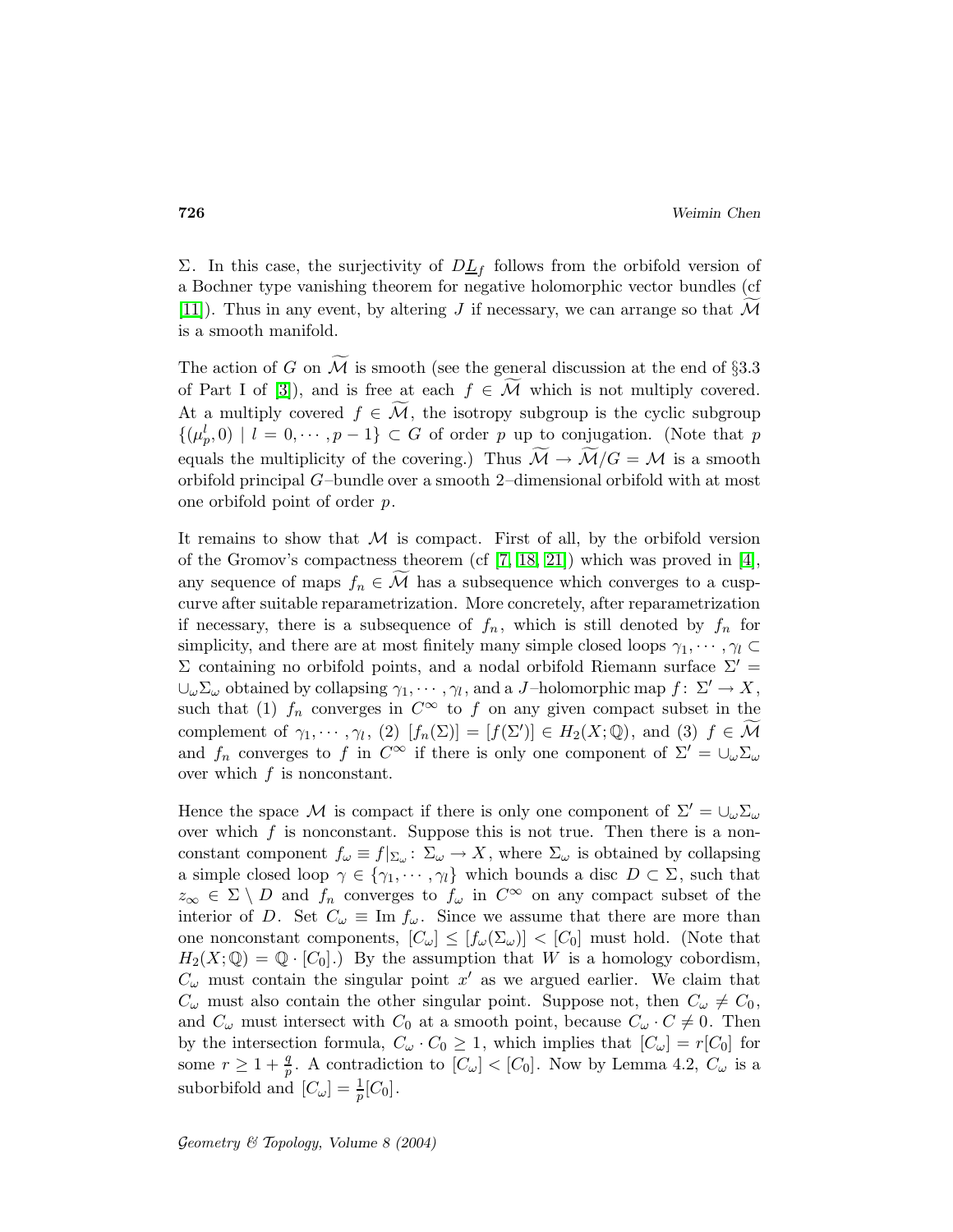$\Sigma$. In this case, the surjectivity of $D\underline{L}_f$ follows from the orbifold version of a Bochner type vanishing theorem for negative holomorphic vector bundles (cf [11]). Thus in any event, by altering $J$ if necessary, we can arrange so that $\widetilde{\mathcal{M}}$ is a smooth manifold.

The action of $G$ on $\widetilde{\mathcal{M}}$ is smooth (see the general discussion at the end of §3.3 of Part I of [3]), and is free at each $f \in \widetilde{\mathcal{M}}$ which is not multiply covered. At a multiply covered $f \in \widetilde{\mathcal{M}}$, the isotropy subgroup is the cyclic subgroup $\{(\mu_p^l, 0) \mid l = 0, \cdots, p-1\} \subset G$ of order $p$ up to conjugation. (Note that $p$ equals the multiplicity of the covering.) Thus $\widetilde{\mathcal{M}} \to \widetilde{\mathcal{M}}/G = \mathcal{M}$ is a smooth orbifold principal $G$–bundle over a smooth 2–dimensional orbifold with at most one orbifold point of order $p$.

It remains to show that $\mathcal{M}$ is compact. First of all, by the orbifold version of the Gromov's compactness theorem (cf [7, 18, 21]) which was proved in [4], any sequence of maps $f_n \in \widetilde{\mathcal{M}}$ has a subsequence which converges to a cusp-curve after suitable reparametrization. More concretely, after reparametrization if necessary, there is a subsequence of $f_n$, which is still denoted by $f_n$ for simplicity, and there are at most finitely many simple closed loops $\gamma_1, \cdots, \gamma_l \subset \Sigma$ containing no orbifold points, and a nodal orbifold Riemann surface $\Sigma' = \cup_\omega \Sigma_\omega$ obtained by collapsing $\gamma_1, \cdots, \gamma_l$, and a $J$–holomorphic map $f\colon \Sigma' \to X$, such that (1) $f_n$ converges in $C^\infty$ to $f$ on any given compact subset in the complement of $\gamma_1, \cdots, \gamma_l$, (2) $[f_n(\Sigma)] = [f(\Sigma')] \in H_2(X;\mathbb{Q})$, and (3) $f \in \widetilde{\mathcal{M}}$ and $f_n$ converges to $f$ in $C^\infty$ if there is only one component of $\Sigma' = \cup_\omega \Sigma_\omega$ over which $f$ is nonconstant.

Hence the space $\mathcal{M}$ is compact if there is only one component of $\Sigma' = \cup_\omega \Sigma_\omega$ over which $f$ is nonconstant. Suppose this is not true. Then there is a nonconstant component $f_\omega \equiv f|_{\Sigma_\omega}\colon \Sigma_\omega \to X$, where $\Sigma_\omega$ is obtained by collapsing a simple closed loop $\gamma \in \{\gamma_1, \cdots, \gamma_l\}$ which bounds a disc $D \subset \Sigma$, such that $z_\infty \in \Sigma \setminus D$ and $f_n$ converges to $f_\omega$ in $C^\infty$ on any compact subset of the interior of $D$. Set $C_\omega \equiv \operatorname{Im} f_\omega$. Since we assume that there are more than one nonconstant components, $[C_\omega] \leq [f_\omega(\Sigma_\omega)] < [C_0]$ must hold. (Note that $H_2(X;\mathbb{Q}) = \mathbb{Q} \cdot [C_0]$.) By the assumption that $W$ is a homology cobordism, $C_\omega$ must contain the singular point $x'$ as we argued earlier. We claim that $C_\omega$ must also contain the other singular point. Suppose not, then $C_\omega \neq C_0$, and $C_\omega$ must intersect with $C_0$ at a smooth point, because $C_\omega \cdot C \neq 0$. Then by the intersection formula, $C_\omega \cdot C_0 \geq 1$, which implies that $[C_\omega] = r[C_0]$ for some $r \geq 1 + \frac{q}{p}$. A contradiction to $[C_\omega] < [C_0]$. Now by Lemma 4.2, $C_\omega$ is a suborbifold and $[C_\omega] = \frac{1}{p}[C_0]$.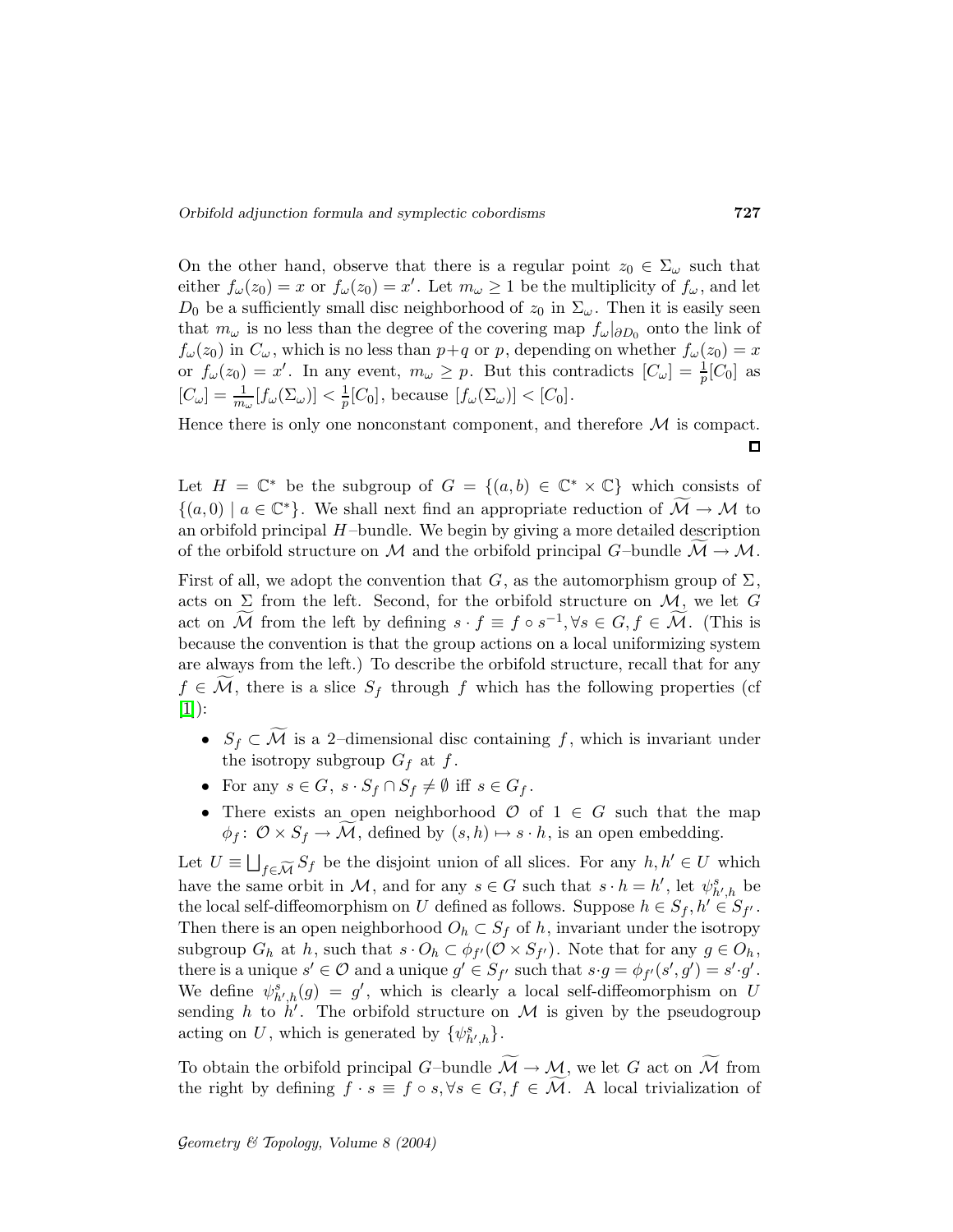On the other hand, observe that there is a regular point $z_0 \in \Sigma_\omega$ such that either $f_\omega(z_0) = x$ or $f_\omega(z_0) = x'$. Let $m_\omega \geq 1$ be the multiplicity of $f_\omega$, and let $D_0$ be a sufficiently small disc neighborhood of $z_0$ in $\Sigma_\omega$. Then it is easily seen that $m_\omega$ is no less than the degree of the covering map $f_\omega|_{\partial D_0}$ onto the link of $f_\omega(z_0)$ in $C_\omega$, which is no less than $p+q$ or $p$, depending on whether $f_\omega(z_0) = x$ or $f_\omega(z_0) = x'$. In any event, $m_\omega \geq p$. But this contradicts $[C_\omega] = \frac{1}{p}[C_0]$ as $[C_\omega] = \frac{1}{m_\omega}[f_\omega(\Sigma_\omega)] < \frac{1}{p}[C_0]$, because $[f_\omega(\Sigma_\omega)] < [C_0]$.

Hence there is only one nonconstant component, and therefore $\mathcal{M}$ is compact. ◻

Let $H = \mathbb{C}^*$ be the subgroup of $G = \{(a,b) \in \mathbb{C}^* \times \mathbb{C}\}$ which consists of $\{(a,0) \mid a \in \mathbb{C}^*\}$. We shall next find an appropriate reduction of $\widetilde{\mathcal{M}} \to \mathcal{M}$ to an orbifold principal $H$–bundle. We begin by giving a more detailed description of the orbifold structure on $\mathcal{M}$ and the orbifold principal $G$–bundle $\widetilde{\mathcal{M}} \to \mathcal{M}$.

First of all, we adopt the convention that $G$, as the automorphism group of $\Sigma$, acts on $\Sigma$ from the left. Second, for the orbifold structure on $\mathcal{M}$, we let $G$ act on $\widetilde{\mathcal{M}}$ from the left by defining $s \cdot f \equiv f \circ s^{-1}, \forall s \in G, f \in \widetilde{\mathcal{M}}$. (This is because the convention is that the group actions on a local uniformizing system are always from the left.) To describe the orbifold structure, recall that for any $f \in \widetilde{\mathcal{M}}$, there is a slice $S_f$ through $f$ which has the following properties (cf [1]):

- $S_f \subset \widetilde{\mathcal{M}}$ is a 2–dimensional disc containing $f$, which is invariant under the isotropy subgroup $G_f$ at $f$.
- For any $s \in G$, $s \cdot S_f \cap S_f \neq \emptyset$ iff $s \in G_f$.
- There exists an open neighborhood $\mathcal{O}$ of $1 \in G$ such that the map $\phi_f\colon \mathcal{O} \times S_f \to \widetilde{\mathcal{M}}$, defined by $(s,h) \mapsto s \cdot h$, is an open embedding.

Let $U \equiv \bigsqcup_{f \in \widetilde{\mathcal{M}}} S_f$ be the disjoint union of all slices. For any $h, h' \in U$ which have the same orbit in $\mathcal{M}$, and for any $s \in G$ such that $s \cdot h = h'$, let $\psi^s_{h',h}$ be the local self-diffeomorphism on $U$ defined as follows. Suppose $h \in S_f, h' \in S_{f'}$. Then there is an open neighborhood $O_h \subset S_f$ of $h$, invariant under the isotropy subgroup $G_h$ at $h$, such that $s \cdot O_h \subset \phi_{f'}(\mathcal{O} \times S_{f'})$. Note that for any $g \in O_h$, there is a unique $s' \in \mathcal{O}$ and a unique $g' \in S_{f'}$ such that $s \cdot g = \phi_{f'}(s', g') = s' \cdot g'$. We define $\psi^s_{h',h}(g) = g'$, which is clearly a local self-diffeomorphism on $U$ sending $h$ to $h'$. The orbifold structure on $\mathcal{M}$ is given by the pseudogroup acting on $U$, which is generated by $\{\psi^s_{h',h}\}$.

To obtain the orbifold principal $G$–bundle $\widetilde{\mathcal{M}} \to \mathcal{M}$, we let $G$ act on $\widetilde{\mathcal{M}}$ from the right by defining $f \cdot s \equiv f \circ s, \forall s \in G, f \in \widetilde{\mathcal{M}}$. A local trivialization of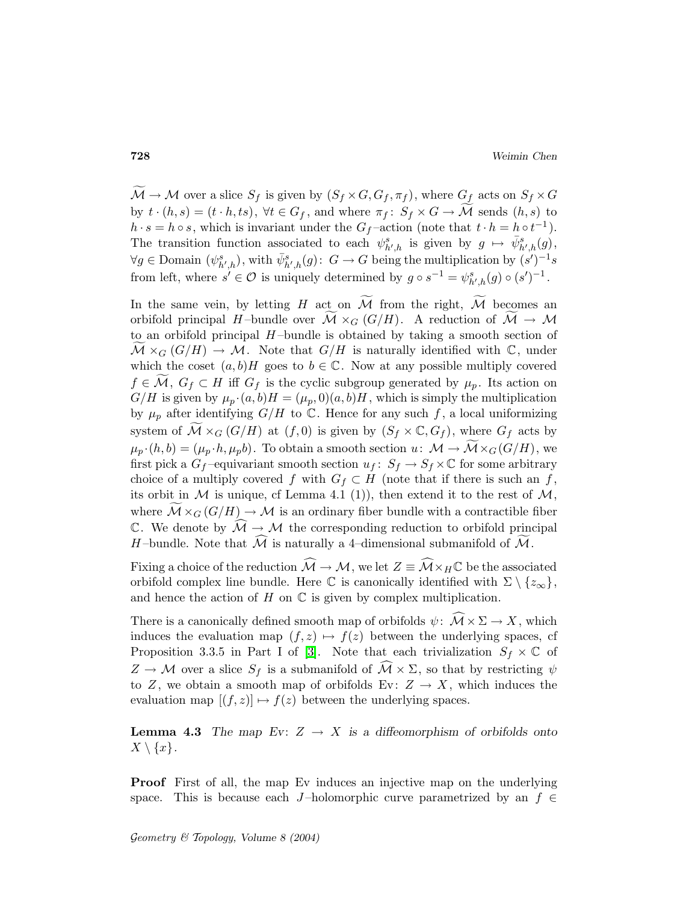$\widetilde{\mathcal{M}} \to \mathcal{M}$ over a slice $S_f$ is given by $(S_f \times G, G_f, \pi_f)$, where $G_f$ acts on $S_f \times G$ by $t \cdot (h,s) = (t \cdot h, ts)$, $\forall t \in G_f$, and where $\pi_f\colon S_f \times G \to \widetilde{\mathcal{M}}$ sends $(h,s)$ to $h \cdot s = h \circ s$, which is invariant under the $G_f$–action (note that $t \cdot h = h \circ t^{-1}$). The transition function associated to each $\psi^s_{h',h}$ is given by $g \mapsto \bar{\psi}^s_{h',h}(g)$, $\forall g \in \text{Domain}\ (\psi^s_{h',h})$, with $\bar{\psi}^s_{h',h}(g)\colon G \to G$ being the multiplication by $(s')^{-1}s$ from left, where $s' \in \mathcal{O}$ is uniquely determined by $g \circ s^{-1} = \psi^s_{h',h}(g) \circ (s')^{-1}$.

In the same vein, by letting $H$ act on $\widetilde{\mathcal{M}}$ from the right, $\widetilde{\mathcal{M}}$ becomes an orbifold principal $H$–bundle over $\widetilde{\mathcal{M}} \times_G (G/H)$. A reduction of $\widetilde{\mathcal{M}} \to \mathcal{M}$ to an orbifold principal $H$–bundle is obtained by taking a smooth section of $\widetilde{\mathcal{M}} \times_G (G/H) \to \mathcal{M}$. Note that $G/H$ is naturally identified with $\mathbb{C}$, under which the coset $(a,b)H$ goes to $b \in \mathbb{C}$. Now at any possible multiply covered $f \in \widetilde{\mathcal{M}}$, $G_f \subset H$ iff $G_f$ is the cyclic subgroup generated by $\mu_p$. Its action on $G/H$ is given by $\mu_p \cdot (a,b)H = (\mu_p, 0)(a,b)H$, which is simply the multiplication by $\mu_p$ after identifying $G/H$ to $\mathbb{C}$. Hence for any such $f$, a local uniformizing system of $\widetilde{\mathcal{M}} \times_G (G/H)$ at $(f,0)$ is given by $(S_f \times \mathbb{C}, G_f)$, where $G_f$ acts by $\mu_p \cdot (h,b) = (\mu_p \cdot h, \mu_p b)$. To obtain a smooth section $u\colon \mathcal{M} \to \widetilde{\mathcal{M}} \times_G (G/H)$, we first pick a $G_f$–equivariant smooth section $u_f\colon S_f \to S_f \times \mathbb{C}$ for some arbitrary choice of a multiply covered $f$ with $G_f \subset H$ (note that if there is such an $f$, its orbit in $\mathcal{M}$ is unique, cf Lemma 4.1 (1)), then extend it to the rest of $\mathcal{M}$, where $\widetilde{\mathcal{M}} \times_G (G/H) \to \mathcal{M}$ is an ordinary fiber bundle with a contractible fiber $\mathbb{C}$. We denote by $\widehat{\mathcal{M}} \to \mathcal{M}$ the corresponding reduction to orbifold principal $H$–bundle. Note that $\widehat{\mathcal{M}}$ is naturally a 4–dimensional submanifold of $\widetilde{\mathcal{M}}$.

Fixing a choice of the reduction $\widehat{\mathcal{M}} \to \mathcal{M}$, we let $Z \equiv \widehat{\mathcal{M}} \times_H \mathbb{C}$ be the associated orbifold complex line bundle. Here $\mathbb{C}$ is canonically identified with $\Sigma \setminus \{z_\infty\}$, and hence the action of $H$ on $\mathbb{C}$ is given by complex multiplication.

There is a canonically defined smooth map of orbifolds $\psi\colon \widehat{\mathcal{M}} \times \Sigma \to X$, which induces the evaluation map $(f,z) \mapsto f(z)$ between the underlying spaces, cf Proposition 3.3.5 in Part I of [3]. Note that each trivialization $S_f \times \mathbb{C}$ of $Z \to \mathcal{M}$ over a slice $S_f$ is a submanifold of $\widehat{\mathcal{M}} \times \Sigma$, so that by restricting $\psi$ to $Z$, we obtain a smooth map of orbifolds $\text{Ev}\colon Z \to X$, which induces the evaluation map $[(f,z)] \mapsto f(z)$ between the underlying spaces.

**Lemma 4.3** *The map Ev: $Z \to X$ is a diffeomorphism of orbifolds onto $X \setminus \{x\}$.*

**Proof** First of all, the map Ev induces an injective map on the underlying space. This is because each $J$–holomorphic curve parametrized by an $f \in$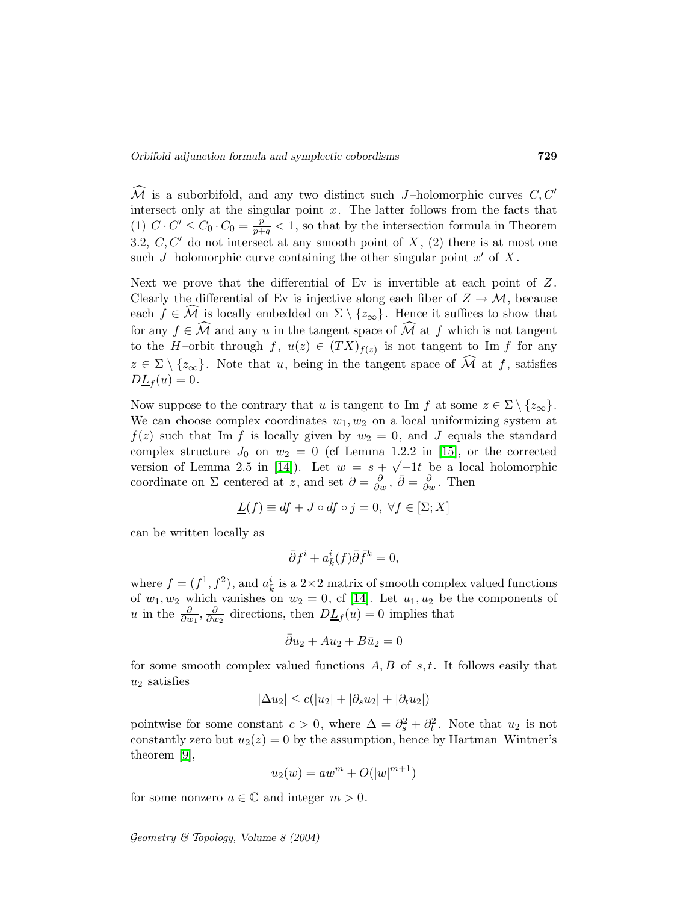$\widehat{\mathcal{M}}$ is a suborbifold, and any two distinct such $J$–holomorphic curves $C, C'$ intersect only at the singular point $x$. The latter follows from the facts that (1) $C \cdot C' \leq C_0 \cdot C_0 = \frac{p}{p+q} < 1$, so that by the intersection formula in Theorem 3.2, $C, C'$ do not intersect at any smooth point of $X$, (2) there is at most one such $J$–holomorphic curve containing the other singular point $x'$ of $X$.

Next we prove that the differential of Ev is invertible at each point of $Z$. Clearly the differential of Ev is injective along each fiber of $Z \to \mathcal{M}$, because each $f \in \widehat{\mathcal{M}}$ is locally embedded on $\Sigma \setminus \{z_\infty\}$. Hence it suffices to show that for any $f \in \widehat{\mathcal{M}}$ and any $u$ in the tangent space of $\widehat{\mathcal{M}}$ at $f$ which is not tangent to the $H$–orbit through $f$, $u(z) \in (TX)_{f(z)}$ is not tangent to Im $f$ for any $z \in \Sigma \setminus \{z_\infty\}$. Note that $u$, being in the tangent space of $\widehat{\mathcal{M}}$ at $f$, satisfies $D\underline{L}_f(u) = 0$.

Now suppose to the contrary that $u$ is tangent to Im $f$ at some $z \in \Sigma \setminus \{z_\infty\}$. We can choose complex coordinates $w_1, w_2$ on a local uniformizing system at $f(z)$ such that Im $f$ is locally given by $w_2 = 0$, and $J$ equals the standard complex structure $J_0$ on $w_2 = 0$ (cf Lemma 1.2.2 in [15], or the corrected version of Lemma 2.5 in [14]). Let $w = s + \sqrt{-1}t$ be a local holomorphic coordinate on $\Sigma$ centered at $z$, and set $\partial = \frac{\partial}{\partial w}$, $\bar{\partial} = \frac{\partial}{\partial \bar{w}}$. Then

$$\underline{L}(f) \equiv df + J \circ df \circ j = 0, \; \forall f \in [\Sigma; X]$$

can be written locally as

$$\bar{\partial} f^i + a^i_{\bar{k}}(f) \bar{\partial} \bar{f}^k = 0,$$

where $f = (f^1, f^2)$, and $a^i_{\bar{k}}$ is a $2 \times 2$ matrix of smooth complex valued functions of $w_1, w_2$ which vanishes on $w_2 = 0$, cf [14]. Let $u_1, u_2$ be the components of $u$ in the $\frac{\partial}{\partial w_1}, \frac{\partial}{\partial w_2}$ directions, then $D\underline{L}_f(u) = 0$ implies that

$$\bar{\partial} u_2 + A u_2 + B \bar{u}_2 = 0$$

for some smooth complex valued functions $A, B$ of $s, t$. It follows easily that $u_2$ satisfies

$$|\Delta u_2| \leq c(|u_2| + |\partial_s u_2| + |\partial_t u_2|)$$

pointwise for some constant $c > 0$, where $\Delta = \partial_s^2 + \partial_t^2$. Note that $u_2$ is not constantly zero but $u_2(z) = 0$ by the assumption, hence by Hartman–Wintner's theorem [9],

$$u_2(w) = a w^m + O(|w|^{m+1})$$

for some nonzero $a \in \mathbb{C}$ and integer $m > 0$.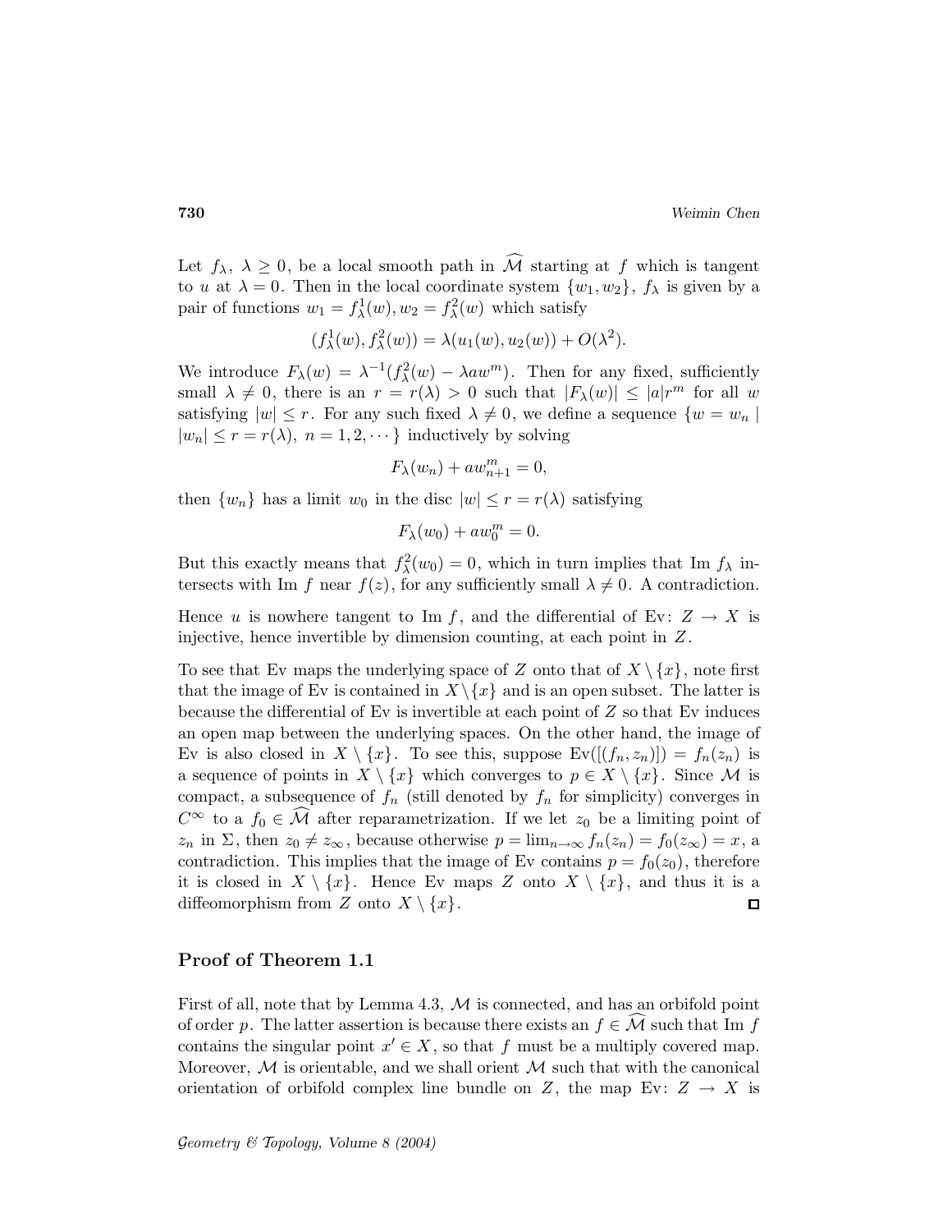Let $f_\lambda$, $\lambda \geq 0$, be a local smooth path in $\widehat{\mathcal{M}}$ starting at $f$ which is tangent to $u$ at $\lambda = 0$. Then in the local coordinate system $\{w_1, w_2\}$, $f_\lambda$ is given by a pair of functions $w_1 = f^1_\lambda(w), w_2 = f^2_\lambda(w)$ which satisfy

$$(f^1_\lambda(w), f^2_\lambda(w)) = \lambda(u_1(w), u_2(w)) + O(\lambda^2).$$

We introduce $F_\lambda(w) = \lambda^{-1}(f^2_\lambda(w) - \lambda a w^m)$. Then for any fixed, sufficiently small $\lambda \neq 0$, there is an $r = r(\lambda) > 0$ such that $|F_\lambda(w)| \leq |a| r^m$ for all $w$ satisfying $|w| \leq r$. For any such fixed $\lambda \neq 0$, we define a sequence $\{w = w_n \mid |w_n| \leq r = r(\lambda),\ n = 1, 2, \cdots\}$ inductively by solving

$$F_\lambda(w_n) + a w^m_{n+1} = 0,$$

then $\{w_n\}$ has a limit $w_0$ in the disc $|w| \leq r = r(\lambda)$ satisfying

$$F_\lambda(w_0) + a w_0^m = 0.$$

But this exactly means that $f^2_\lambda(w_0) = 0$, which in turn implies that Im $f_\lambda$ intersects with Im $f$ near $f(z)$, for any sufficiently small $\lambda \neq 0$. A contradiction.

Hence $u$ is nowhere tangent to Im $f$, and the differential of Ev: $Z \to X$ is injective, hence invertible by dimension counting, at each point in $Z$.

To see that Ev maps the underlying space of $Z$ onto that of $X \setminus \{x\}$, note first that the image of Ev is contained in $X \setminus \{x\}$ and is an open subset. The latter is because the differential of Ev is invertible at each point of $Z$ so that Ev induces an open map between the underlying spaces. On the other hand, the image of Ev is also closed in $X \setminus \{x\}$. To see this, suppose $\mathrm{Ev}([(f_n, z_n)]) = f_n(z_n)$ is a sequence of points in $X \setminus \{x\}$ which converges to $p \in X \setminus \{x\}$. Since $\mathcal{M}$ is compact, a subsequence of $f_n$ (still denoted by $f_n$ for simplicity) converges in $C^\infty$ to a $f_0 \in \widehat{\mathcal{M}}$ after reparametrization. If we let $z_0$ be a limiting point of $z_n$ in $\Sigma$, then $z_0 \neq z_\infty$, because otherwise $p = \lim_{n \to \infty} f_n(z_n) = f_0(z_\infty) = x$, a contradiction. This implies that the image of Ev contains $p = f_0(z_0)$, therefore it is closed in $X \setminus \{x\}$. Hence Ev maps $Z$ onto $X \setminus \{x\}$, and thus it is a diffeomorphism from $Z$ onto $X \setminus \{x\}$. ◻

## Proof of Theorem 1.1

First of all, note that by Lemma 4.3, $\mathcal{M}$ is connected, and has an orbifold point of order $p$. The latter assertion is because there exists an $f \in \widehat{\mathcal{M}}$ such that Im $f$ contains the singular point $x' \in X$, so that $f$ must be a multiply covered map. Moreover, $\mathcal{M}$ is orientable, and we shall orient $\mathcal{M}$ such that with the canonical orientation of orbifold complex line bundle on $Z$, the map Ev: $Z \to X$ is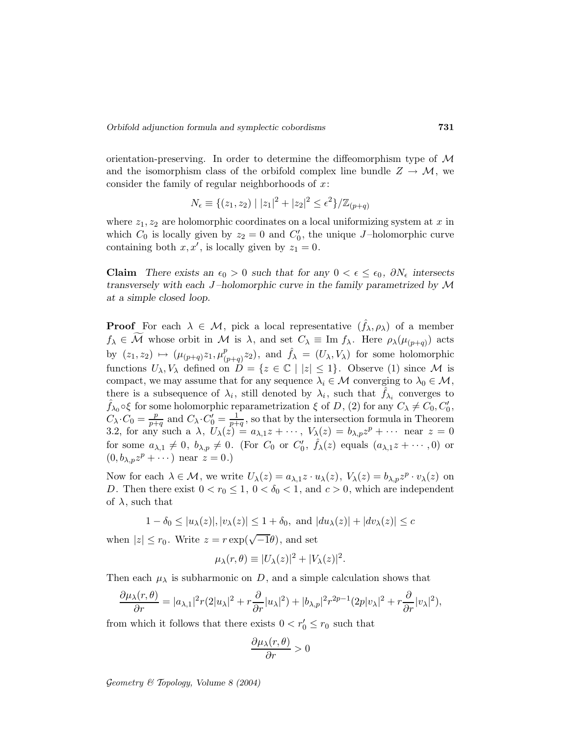orientation-preserving. In order to determine the diffeomorphism type of $\mathcal{M}$ and the isomorphism class of the orbifold complex line bundle $Z \to \mathcal{M}$, we consider the family of regular neighborhoods of $x$:

$$N_\epsilon \equiv \{(z_1, z_2) \mid |z_1|^2 + |z_2|^2 \leq \epsilon^2\}/\mathbb{Z}_{(p+q)}$$

where $z_1, z_2$ are holomorphic coordinates on a local uniformizing system at $x$ in which $C_0$ is locally given by $z_2 = 0$ and $C_0'$, the unique $J$–holomorphic curve containing both $x, x'$, is locally given by $z_1 = 0$.

**Claim** *There exists an $\epsilon_0 > 0$ such that for any $0 < \epsilon \leq \epsilon_0$, $\partial N_\epsilon$ intersects transversely with each $J$–holomorphic curve in the family parametrized by $\mathcal{M}$ at a simple closed loop.*

**Proof** For each $\lambda \in \mathcal{M}$, pick a local representative $(\hat{f}_\lambda, \rho_\lambda)$ of a member $f_\lambda \in \widetilde{\mathcal{M}}$ whose orbit in $\mathcal{M}$ is $\lambda$, and set $C_\lambda \equiv \operatorname{Im} f_\lambda$. Here $\rho_\lambda(\mu_{(p+q)})$ acts by $(z_1, z_2) \mapsto (\mu_{(p+q)} z_1, \mu_{(p+q)}^p z_2)$, and $\hat{f}_\lambda = (U_\lambda, V_\lambda)$ for some holomorphic functions $U_\lambda, V_\lambda$ defined on $D = \{z \in \mathbb{C} \mid |z| \leq 1\}$. Observe (1) since $\mathcal{M}$ is compact, we may assume that for any sequence $\lambda_i \in \mathcal{M}$ converging to $\lambda_0 \in \mathcal{M}$, there is a subsequence of $\lambda_i$, still denoted by $\lambda_i$, such that $\hat{f}_{\lambda_i}$ converges to $\hat{f}_{\lambda_0} \circ \xi$ for some holomorphic reparametrization $\xi$ of $D$, (2) for any $C_\lambda \neq C_0, C_0'$, $C_\lambda \cdot C_0 = \frac{p}{p+q}$ and $C_\lambda \cdot C_0' = \frac{1}{p+q}$, so that by the intersection formula in Theorem 3.2, for any such a $\lambda$, $U_\lambda(z) = a_{\lambda,1} z + \cdots$, $V_\lambda(z) = b_{\lambda,p} z^p + \cdots$ near $z = 0$ for some $a_{\lambda,1} \neq 0$, $b_{\lambda,p} \neq 0$. (For $C_0$ or $C_0'$, $\hat{f}_\lambda(z)$ equals $(a_{\lambda,1} z + \cdots, 0)$ or $(0, b_{\lambda,p} z^p + \cdots)$ near $z = 0$.)

Now for each $\lambda \in \mathcal{M}$, we write $U_\lambda(z) = a_{\lambda,1} z \cdot u_\lambda(z)$, $V_\lambda(z) = b_{\lambda,p} z^p \cdot v_\lambda(z)$ on $D$. Then there exist $0 < r_0 \leq 1$, $0 < \delta_0 < 1$, and $c > 0$, which are independent of $\lambda$, such that

$$1 - \delta_0 \leq |u_\lambda(z)|, |v_\lambda(z)| \leq 1 + \delta_0, \text{ and } |du_\lambda(z)| + |dv_\lambda(z)| \leq c$$

when $|z| \leq r_0$. Write $z = r \exp(\sqrt{-1}\theta)$, and set

$$\mu_\lambda(r, \theta) \equiv |U_\lambda(z)|^2 + |V_\lambda(z)|^2.$$

Then each $\mu_\lambda$ is subharmonic on $D$, and a simple calculation shows that

$$\frac{\partial \mu_\lambda(r,\theta)}{\partial r} = |a_{\lambda,1}|^2 r (2|u_\lambda|^2 + r \frac{\partial}{\partial r} |u_\lambda|^2) + |b_{\lambda,p}|^2 r^{2p-1} (2p|v_\lambda|^2 + r \frac{\partial}{\partial r} |v_\lambda|^2),$$

from which it follows that there exists $0 < r_0' \leq r_0$ such that

$$\frac{\partial \mu_\lambda(r,\theta)}{\partial r} > 0$$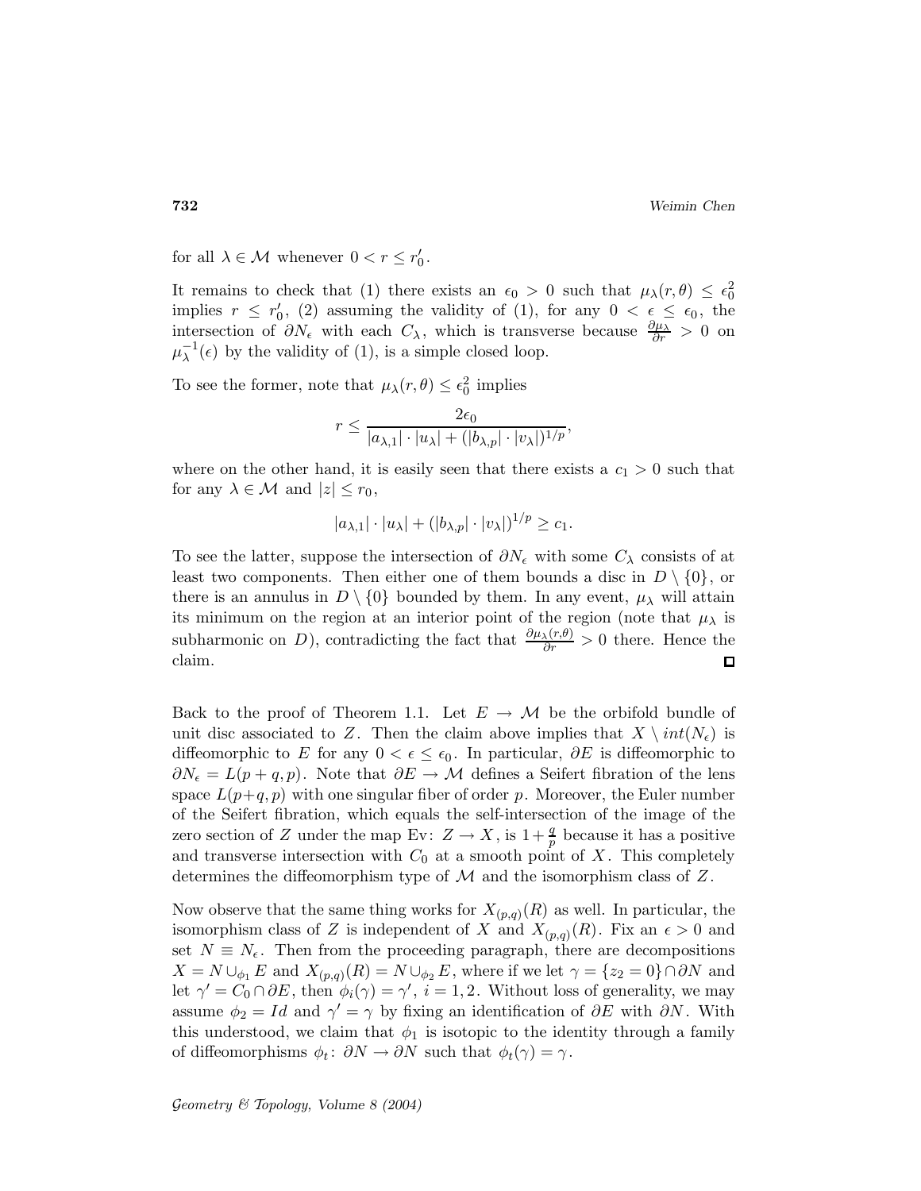for all $\lambda \in \mathcal{M}$ whenever $0 < r \leq r_0'$.

It remains to check that (1) there exists an $\epsilon_0 > 0$ such that $\mu_\lambda(r,\theta) \leq \epsilon_0^2$ implies $r \leq r_0'$, (2) assuming the validity of (1), for any $0 < \epsilon \leq \epsilon_0$, the intersection of $\partial N_\epsilon$ with each $C_\lambda$, which is transverse because $\frac{\partial \mu_\lambda}{\partial r} > 0$ on $\mu_\lambda^{-1}(\epsilon)$ by the validity of (1), is a simple closed loop.

To see the former, note that $\mu_\lambda(r,\theta) \leq \epsilon_0^2$ implies

$$r \leq \frac{2\epsilon_0}{|a_{\lambda,1}| \cdot |u_\lambda| + (|b_{\lambda,p}| \cdot |v_\lambda|)^{1/p}},$$

where on the other hand, it is easily seen that there exists a $c_1 > 0$ such that for any $\lambda \in \mathcal{M}$ and $|z| \leq r_0$,

$$|a_{\lambda,1}| \cdot |u_\lambda| + (|b_{\lambda,p}| \cdot |v_\lambda|)^{1/p} \geq c_1.$$

To see the latter, suppose the intersection of $\partial N_\epsilon$ with some $C_\lambda$ consists of at least two components. Then either one of them bounds a disc in $D \setminus \{0\}$, or there is an annulus in $D \setminus \{0\}$ bounded by them. In any event, $\mu_\lambda$ will attain its minimum on the region at an interior point of the region (note that $\mu_\lambda$ is subharmonic on $D$), contradicting the fact that $\frac{\partial \mu_\lambda(r,\theta)}{\partial r} > 0$ there. Hence the claim. □

Back to the proof of Theorem 1.1. Let $E \to \mathcal{M}$ be the orbifold bundle of unit disc associated to $Z$. Then the claim above implies that $X \setminus int(N_\epsilon)$ is diffeomorphic to $E$ for any $0 < \epsilon \leq \epsilon_0$. In particular, $\partial E$ is diffeomorphic to $\partial N_\epsilon = L(p+q,p)$. Note that $\partial E \to \mathcal{M}$ defines a Seifert fibration of the lens space $L(p+q,p)$ with one singular fiber of order $p$. Moreover, the Euler number of the Seifert fibration, which equals the self-intersection of the image of the zero section of $Z$ under the map $\text{Ev}\colon Z \to X$, is $1+\frac{q}{p}$ because it has a positive and transverse intersection with $C_0$ at a smooth point of $X$. This completely determines the diffeomorphism type of $\mathcal{M}$ and the isomorphism class of $Z$.

Now observe that the same thing works for $X_{(p,q)}(R)$ as well. In particular, the isomorphism class of $Z$ is independent of $X$ and $X_{(p,q)}(R)$. Fix an $\epsilon > 0$ and set $N \equiv N_\epsilon$. Then from the proceeding paragraph, there are decompositions $X = N \cup_{\phi_1} E$ and $X_{(p,q)}(R) = N \cup_{\phi_2} E$, where if we let $\gamma = \{z_2 = 0\} \cap \partial N$ and let $\gamma' = C_0 \cap \partial E$, then $\phi_i(\gamma) = \gamma'$, $i = 1,2$. Without loss of generality, we may assume $\phi_2 = Id$ and $\gamma' = \gamma$ by fixing an identification of $\partial E$ with $\partial N$. With this understood, we claim that $\phi_1$ is isotopic to the identity through a family of diffeomorphisms $\phi_t\colon \partial N \to \partial N$ such that $\phi_t(\gamma) = \gamma$.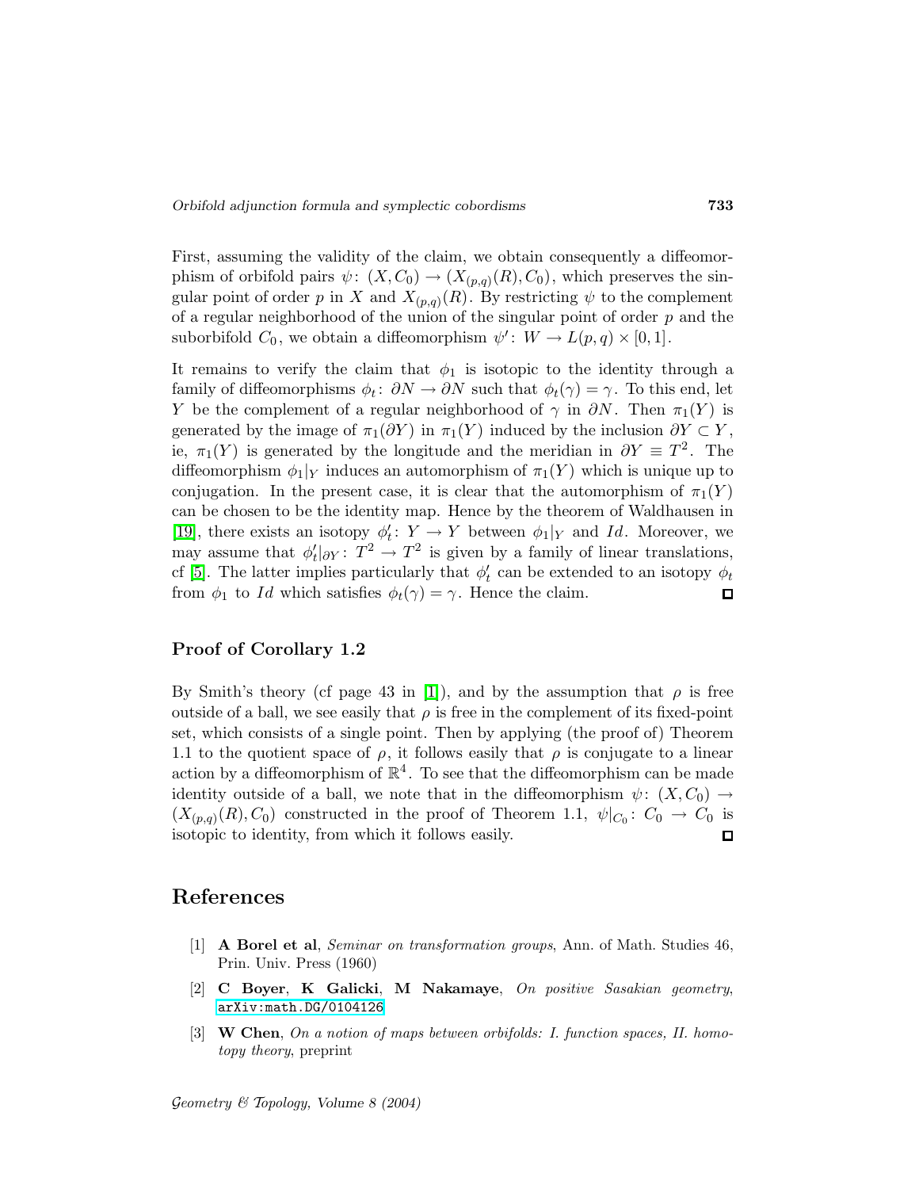First, assuming the validity of the claim, we obtain consequently a diffeomorphism of orbifold pairs $\psi\colon (X, C_0) \rightarrow (X_{(p,q)}(R), C_0)$, which preserves the singular point of order $p$ in $X$ and $X_{(p,q)}(R)$. By restricting $\psi$ to the complement of a regular neighborhood of the union of the singular point of order $p$ and the suborbifold $C_0$, we obtain a diffeomorphism $\psi'\colon W \rightarrow L(p,q) \times [0,1]$.

It remains to verify the claim that $\phi_1$ is isotopic to the identity through a family of diffeomorphisms $\phi_t\colon \partial N \rightarrow \partial N$ such that $\phi_t(\gamma) = \gamma$. To this end, let $Y$ be the complement of a regular neighborhood of $\gamma$ in $\partial N$. Then $\pi_1(Y)$ is generated by the image of $\pi_1(\partial Y)$ in $\pi_1(Y)$ induced by the inclusion $\partial Y \subset Y$, ie, $\pi_1(Y)$ is generated by the longitude and the meridian in $\partial Y \equiv T^2$. The diffeomorphism $\phi_1|_Y$ induces an automorphism of $\pi_1(Y)$ which is unique up to conjugation. In the present case, it is clear that the automorphism of $\pi_1(Y)$ can be chosen to be the identity map. Hence by the theorem of Waldhausen in [19], there exists an isotopy $\phi'_t\colon Y \rightarrow Y$ between $\phi_1|_Y$ and $Id$. Moreover, we may assume that $\phi'_t|_{\partial Y}\colon T^2 \rightarrow T^2$ is given by a family of linear translations, cf [5]. The latter implies particularly that $\phi'_t$ can be extended to an isotopy $\phi_t$ from $\phi_1$ to $Id$ which satisfies $\phi_t(\gamma) = \gamma$. Hence the claim. ◻

### Proof of Corollary 1.2

By Smith's theory (cf page 43 in [1]), and by the assumption that $\rho$ is free outside of a ball, we see easily that $\rho$ is free in the complement of its fixed-point set, which consists of a single point. Then by applying (the proof of) Theorem 1.1 to the quotient space of $\rho$, it follows easily that $\rho$ is conjugate to a linear action by a diffeomorphism of $\mathbb{R}^4$. To see that the diffeomorphism can be made identity outside of a ball, we note that in the diffeomorphism $\psi\colon (X, C_0) \rightarrow (X_{(p,q)}(R), C_0)$ constructed in the proof of Theorem 1.1, $\psi|_{C_0}\colon C_0 \rightarrow C_0$ is isotopic to identity, from which it follows easily. ◻

## References

[1] **A Borel et al**, *Seminar on transformation groups*, Ann. of Math. Studies 46, Prin. Univ. Press (1960)

[2] **C Boyer**, **K Galicki**, **M Nakamaye**, *On positive Sasakian geometry*, arXiv:math.DG/0104126

[3] **W Chen**, *On a notion of maps between orbifolds: I. function spaces, II. homotopy theory*, preprint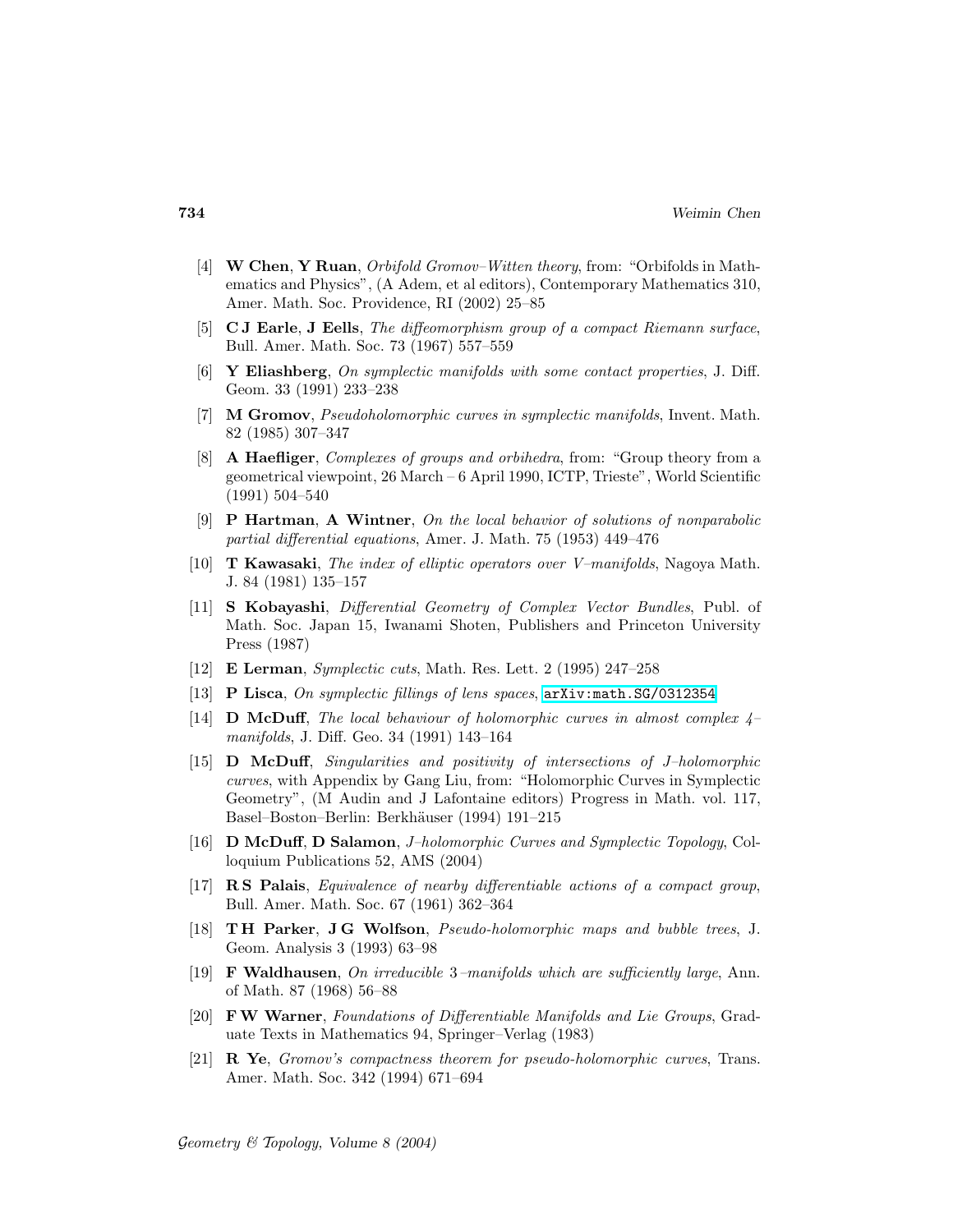[4] **W Chen**, **Y Ruan**, *Orbifold Gromov–Witten theory*, from: "Orbifolds in Mathematics and Physics", (A Adem, et al editors), Contemporary Mathematics 310, Amer. Math. Soc. Providence, RI (2002) 25–85

[5] **C J Earle**, **J Eells**, *The diffeomorphism group of a compact Riemann surface*, Bull. Amer. Math. Soc. 73 (1967) 557–559

[6] **Y Eliashberg**, *On symplectic manifolds with some contact properties*, J. Diff. Geom. 33 (1991) 233–238

[7] **M Gromov**, *Pseudoholomorphic curves in symplectic manifolds*, Invent. Math. 82 (1985) 307–347

[8] **A Haefliger**, *Complexes of groups and orbihedra*, from: "Group theory from a geometrical viewpoint, 26 March – 6 April 1990, ICTP, Trieste", World Scientific (1991) 504–540

[9] **P Hartman**, **A Wintner**, *On the local behavior of solutions of nonparabolic partial differential equations*, Amer. J. Math. 75 (1953) 449–476

[10] **T Kawasaki**, *The index of elliptic operators over V–manifolds*, Nagoya Math. J. 84 (1981) 135–157

[11] **S Kobayashi**, *Differential Geometry of Complex Vector Bundles*, Publ. of Math. Soc. Japan 15, Iwanami Shoten, Publishers and Princeton University Press (1987)

[12] **E Lerman**, *Symplectic cuts*, Math. Res. Lett. 2 (1995) 247–258

[13] **P Lisca**, *On symplectic fillings of lens spaces*, arXiv:math.SG/0312354

[14] **D McDuff**, *The local behaviour of holomorphic curves in almost complex 4–manifolds*, J. Diff. Geo. 34 (1991) 143–164

[15] **D McDuff**, *Singularities and positivity of intersections of J–holomorphic curves*, with Appendix by Gang Liu, from: "Holomorphic Curves in Symplectic Geometry", (M Audin and J Lafontaine editors) Progress in Math. vol. 117, Basel–Boston–Berlin: Berkhäuser (1994) 191–215

[16] **D McDuff**, **D Salamon**, *J–holomorphic Curves and Symplectic Topology*, Colloquium Publications 52, AMS (2004)

[17] **R S Palais**, *Equivalence of nearby differentiable actions of a compact group*, Bull. Amer. Math. Soc. 67 (1961) 362–364

[18] **T H Parker**, **J G Wolfson**, *Pseudo-holomorphic maps and bubble trees*, J. Geom. Analysis 3 (1993) 63–98

[19] **F Waldhausen**, *On irreducible 3–manifolds which are sufficiently large*, Ann. of Math. 87 (1968) 56–88

[20] **F W Warner**, *Foundations of Differentiable Manifolds and Lie Groups*, Graduate Texts in Mathematics 94, Springer–Verlag (1983)

[21] **R Ye**, *Gromov's compactness theorem for pseudo-holomorphic curves*, Trans. Amer. Math. Soc. 342 (1994) 671–694